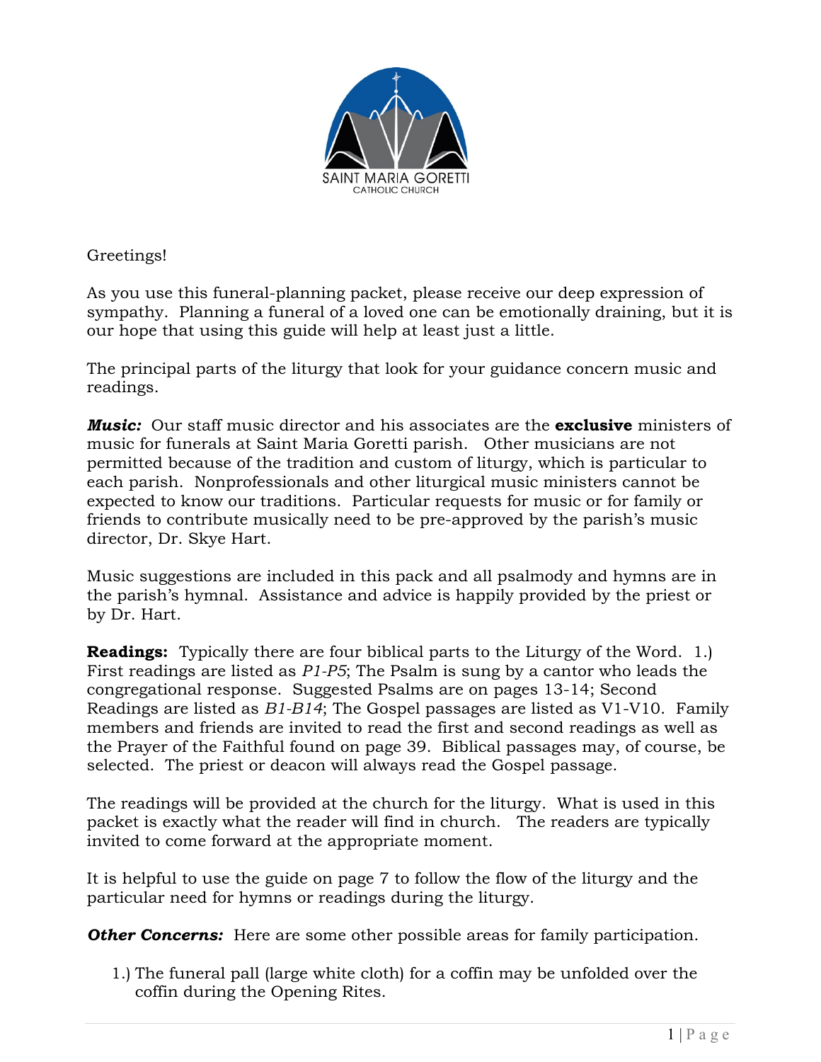SAINT MARIA GORETTI
CATHOLIC CHURCH

Greetings!

As you use this funeral-planning packet, please receive our deep expression of sympathy. Planning a funeral of a loved one can be emotionally draining, but it is our hope that using this guide will help at least just a little.

The principal parts of the liturgy that look for your guidance concern music and readings.

***Music:*** Our staff music director and his associates are the **exclusive** ministers of music for funerals at Saint Maria Goretti parish. Other musicians are not permitted because of the tradition and custom of liturgy, which is particular to each parish. Nonprofessionals and other liturgical music ministers cannot be expected to know our traditions. Particular requests for music or for family or friends to contribute musically need to be pre-approved by the parish's music director, Dr. Skye Hart.

Music suggestions are included in this pack and all psalmody and hymns are in the parish's hymnal. Assistance and advice is happily provided by the priest or by Dr. Hart.

**Readings:** Typically there are four biblical parts to the Liturgy of the Word. 1.) First readings are listed as *P1-P5*; The Psalm is sung by a cantor who leads the congregational response. Suggested Psalms are on pages 13-14; Second Readings are listed as *B1-B14*; The Gospel passages are listed as V1-V10. Family members and friends are invited to read the first and second readings as well as the Prayer of the Faithful found on page 39. Biblical passages may, of course, be selected. The priest or deacon will always read the Gospel passage.

The readings will be provided at the church for the liturgy. What is used in this packet is exactly what the reader will find in church. The readers are typically invited to come forward at the appropriate moment.

It is helpful to use the guide on page 7 to follow the flow of the liturgy and the particular need for hymns or readings during the liturgy.

***Other Concerns:*** Here are some other possible areas for family participation.

1.) The funeral pall (large white cloth) for a coffin may be unfolded over the coffin during the Opening Rites.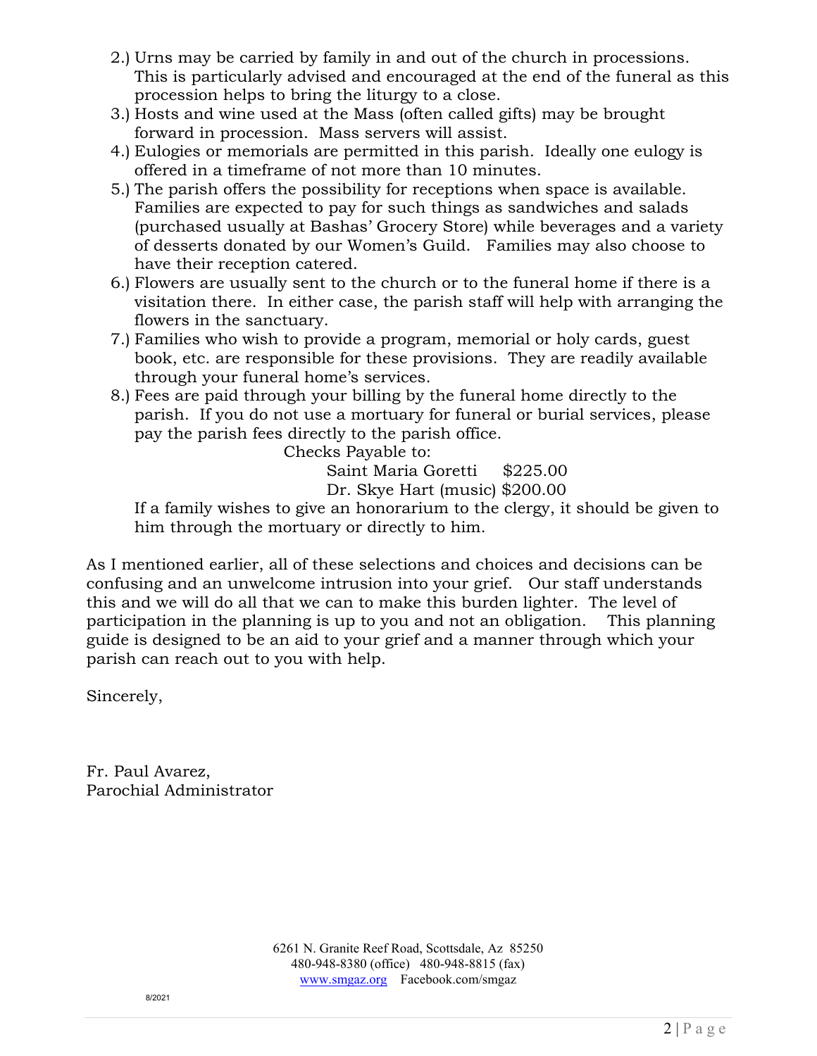2.) Urns may be carried by family in and out of the church in processions. This is particularly advised and encouraged at the end of the funeral as this procession helps to bring the liturgy to a close.
3.) Hosts and wine used at the Mass (often called gifts) may be brought forward in procession. Mass servers will assist.
4.) Eulogies or memorials are permitted in this parish. Ideally one eulogy is offered in a timeframe of not more than 10 minutes.
5.) The parish offers the possibility for receptions when space is available. Families are expected to pay for such things as sandwiches and salads (purchased usually at Bashas' Grocery Store) while beverages and a variety of desserts donated by our Women's Guild. Families may also choose to have their reception catered.
6.) Flowers are usually sent to the church or to the funeral home if there is a visitation there. In either case, the parish staff will help with arranging the flowers in the sanctuary.
7.) Families who wish to provide a program, memorial or holy cards, guest book, etc. are responsible for these provisions. They are readily available through your funeral home's services.
8.) Fees are paid through your billing by the funeral home directly to the parish. If you do not use a mortuary for funeral or burial services, please pay the parish fees directly to the parish office.

    Checks Payable to:

    Saint Maria Goretti $225.00
    Dr. Skye Hart (music) $200.00

    If a family wishes to give an honorarium to the clergy, it should be given to him through the mortuary or directly to him.

As I mentioned earlier, all of these selections and choices and decisions can be confusing and an unwelcome intrusion into your grief. Our staff understands this and we will do all that we can to make this burden lighter. The level of participation in the planning is up to you and not an obligation. This planning guide is designed to be an aid to your grief and a manner through which your parish can reach out to you with help.

Sincerely,

Fr. Paul Avarez,
Parochial Administrator

6261 N. Granite Reef Road, Scottsdale, Az 85250
480-948-8380 (office) 480-948-8815 (fax)
www.smgaz.org Facebook.com/smgaz

8/2021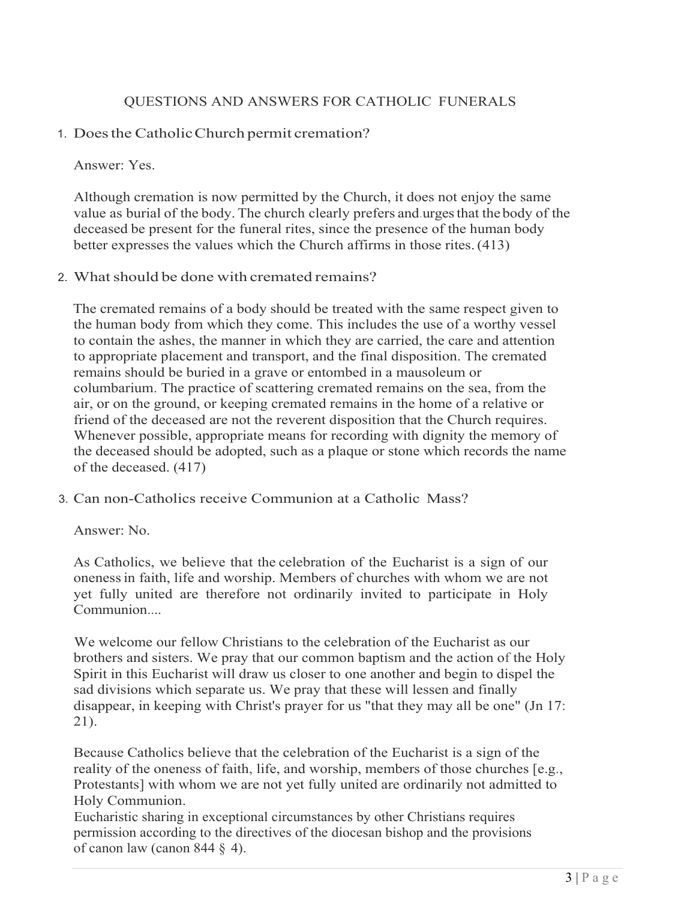## QUESTIONS AND ANSWERS FOR CATHOLIC FUNERALS

1. Does the Catholic Church permit cremation?

   Answer: Yes.

   Although cremation is now permitted by the Church, it does not enjoy the same value as burial of the body. The church clearly prefers and urges that the body of the deceased be present for the funeral rites, since the presence of the human body better expresses the values which the Church affirms in those rites. (413)

2. What should be done with cremated remains?

   The cremated remains of a body should be treated with the same respect given to the human body from which they come. This includes the use of a worthy vessel to contain the ashes, the manner in which they are carried, the care and attention to appropriate placement and transport, and the final disposition. The cremated remains should be buried in a grave or entombed in a mausoleum or columbarium. The practice of scattering cremated remains on the sea, from the air, or on the ground, or keeping cremated remains in the home of a relative or friend of the deceased are not the reverent disposition that the Church requires. Whenever possible, appropriate means for recording with dignity the memory of the deceased should be adopted, such as a plaque or stone which records the name of the deceased. (417)

3. Can non-Catholics receive Communion at a Catholic Mass?

   Answer: No.

   As Catholics, we believe that the celebration of the Eucharist is a sign of our oneness in faith, life and worship. Members of churches with whom we are not yet fully united are therefore not ordinarily invited to participate in Holy Communion....

   We welcome our fellow Christians to the celebration of the Eucharist as our brothers and sisters. We pray that our common baptism and the action of the Holy Spirit in this Eucharist will draw us closer to one another and begin to dispel the sad divisions which separate us. We pray that these will lessen and finally disappear, in keeping with Christ's prayer for us "that they may all be one" (Jn 17: 21).

   Because Catholics believe that the celebration of the Eucharist is a sign of the reality of the oneness of faith, life, and worship, members of those churches [e.g., Protestants] with whom we are not yet fully united are ordinarily not admitted to Holy Communion.
   Eucharistic sharing in exceptional circumstances by other Christians requires permission according to the directives of the diocesan bishop and the provisions of canon law (canon 844 § 4).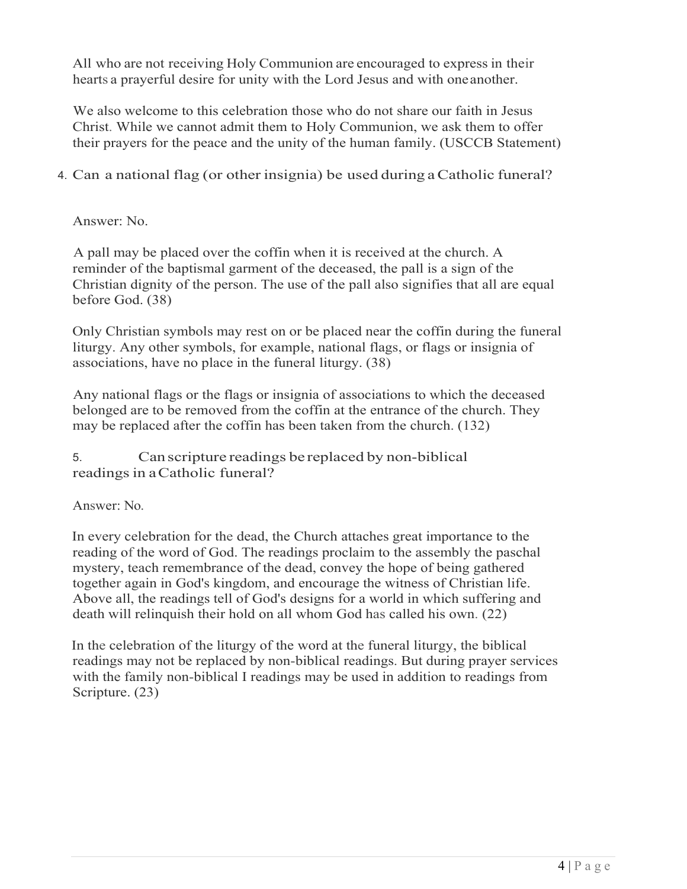All who are not receiving Holy Communion are encouraged to express in their hearts a prayerful desire for unity with the Lord Jesus and with one another.

We also welcome to this celebration those who do not share our faith in Jesus Christ. While we cannot admit them to Holy Communion, we ask them to offer their prayers for the peace and the unity of the human family. (USCCB Statement)

## 4. Can a national flag (or other insignia) be used during a Catholic funeral?

Answer: No.

A pall may be placed over the coffin when it is received at the church. A reminder of the baptismal garment of the deceased, the pall is a sign of the Christian dignity of the person. The use of the pall also signifies that all are equal before God. (38)

Only Christian symbols may rest on or be placed near the coffin during the funeral liturgy. Any other symbols, for example, national flags, or flags or insignia of associations, have no place in the funeral liturgy. (38)

Any national flags or the flags or insignia of associations to which the deceased belonged are to be removed from the coffin at the entrance of the church. They may be replaced after the coffin has been taken from the church. (132)

## 5. Can scripture readings be replaced by non-biblical readings in a Catholic funeral?

Answer: No.

In every celebration for the dead, the Church attaches great importance to the reading of the word of God. The readings proclaim to the assembly the paschal mystery, teach remembrance of the dead, convey the hope of being gathered together again in God's kingdom, and encourage the witness of Christian life. Above all, the readings tell of God's designs for a world in which suffering and death will relinquish their hold on all whom God has called his own. (22)

In the celebration of the liturgy of the word at the funeral liturgy, the biblical readings may not be replaced by non-biblical readings. But during prayer services with the family non-biblical I readings may be used in addition to readings from Scripture. (23)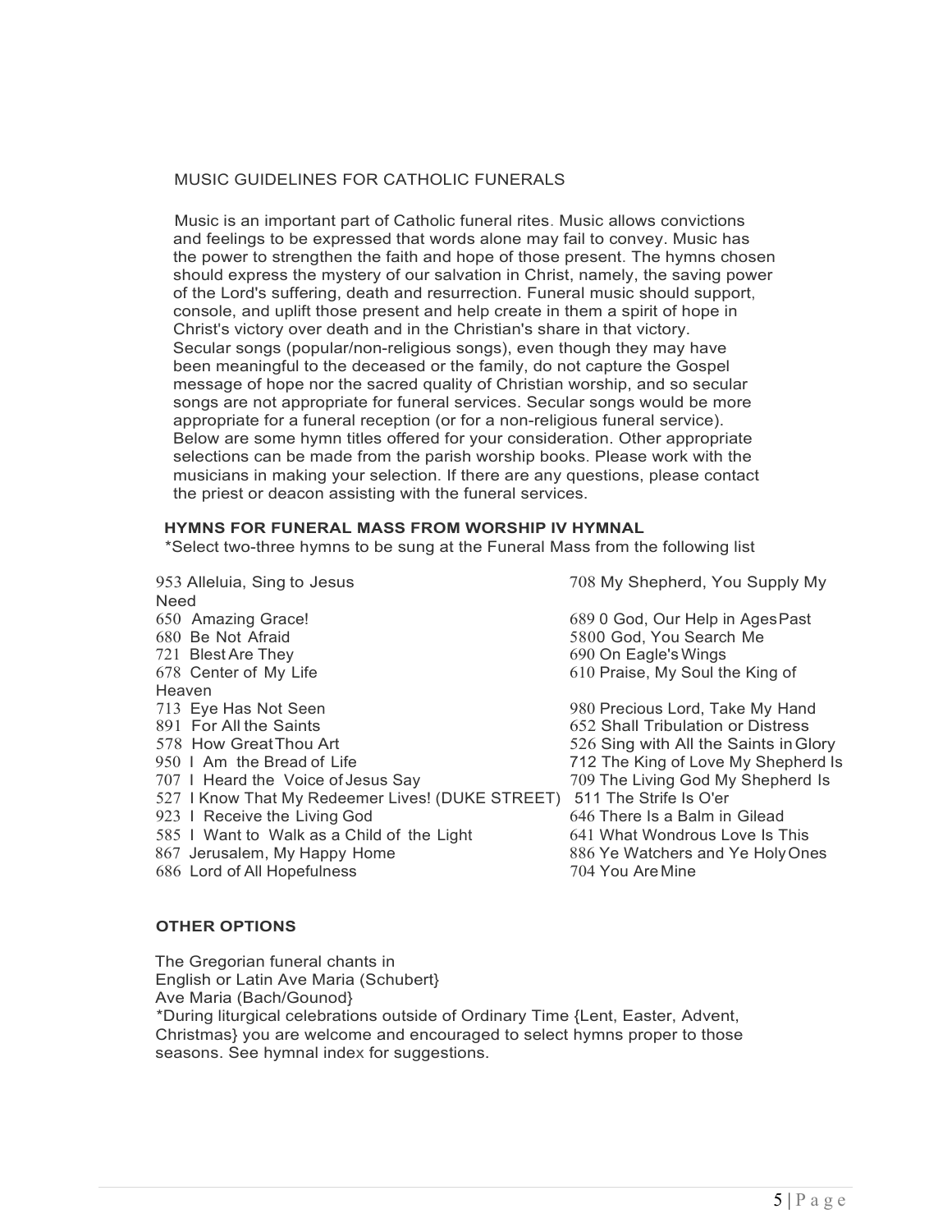## MUSIC GUIDELINES FOR CATHOLIC FUNERALS

Music is an important part of Catholic funeral rites. Music allows convictions and feelings to be expressed that words alone may fail to convey. Music has the power to strengthen the faith and hope of those present. The hymns chosen should express the mystery of our salvation in Christ, namely, the saving power of the Lord's suffering, death and resurrection. Funeral music should support, console, and uplift those present and help create in them a spirit of hope in Christ's victory over death and in the Christian's share in that victory. Secular songs (popular/non-religious songs), even though they may have been meaningful to the deceased or the family, do not capture the Gospel message of hope nor the sacred quality of Christian worship, and so secular songs are not appropriate for funeral services. Secular songs would be more appropriate for a funeral reception (or for a non-religious funeral service). Below are some hymn titles offered for your consideration. Other appropriate selections can be made from the parish worship books. Please work with the musicians in making your selection. If there are any questions, please contact the priest or deacon assisting with the funeral services.

### HYMNS FOR FUNERAL MASS FROM WORSHIP IV HYMNAL

*Select two-three hymns to be sung at the Funeral Mass from the following list

- 953 Alleluia, Sing to Jesus
- 650 Amazing Grace!
- 680 Be Not Afraid
- 721 Blest Are They
- 678 Center of My Life
- 713 Eye Has Not Seen
- 891 For All the Saints
- 578 How Great Thou Art
- 950 I Am the Bread of Life
- 707 I Heard the Voice of Jesus Say
- 527 I Know That My Redeemer Lives! (DUKE STREET)
- 923 I Receive the Living God
- 585 I Want to Walk as a Child of the Light
- 867 Jerusalem, My Happy Home
- 686 Lord of All Hopefulness
- 708 My Shepherd, You Supply My Need
- 689 0 God, Our Help in Ages Past
- 5800 God, You Search Me
- 690 On Eagle's Wings
- 610 Praise, My Soul the King of Heaven
- 980 Precious Lord, Take My Hand
- 652 Shall Tribulation or Distress
- 526 Sing with All the Saints in Glory
- 712 The King of Love My Shepherd Is
- 709 The Living God My Shepherd Is
- 511 The Strife Is O'er
- 646 There Is a Balm in Gilead
- 641 What Wondrous Love Is This
- 886 Ye Watchers and Ye Holy Ones
- 704 You Are Mine

### OTHER OPTIONS

The Gregorian funeral chants in English or Latin Ave Maria (Schubert}
Ave Maria (Bach/Gounod}
*During liturgical celebrations outside of Ordinary Time {Lent, Easter, Advent, Christmas} you are welcome and encouraged to select hymns proper to those seasons. See hymnal index for suggestions.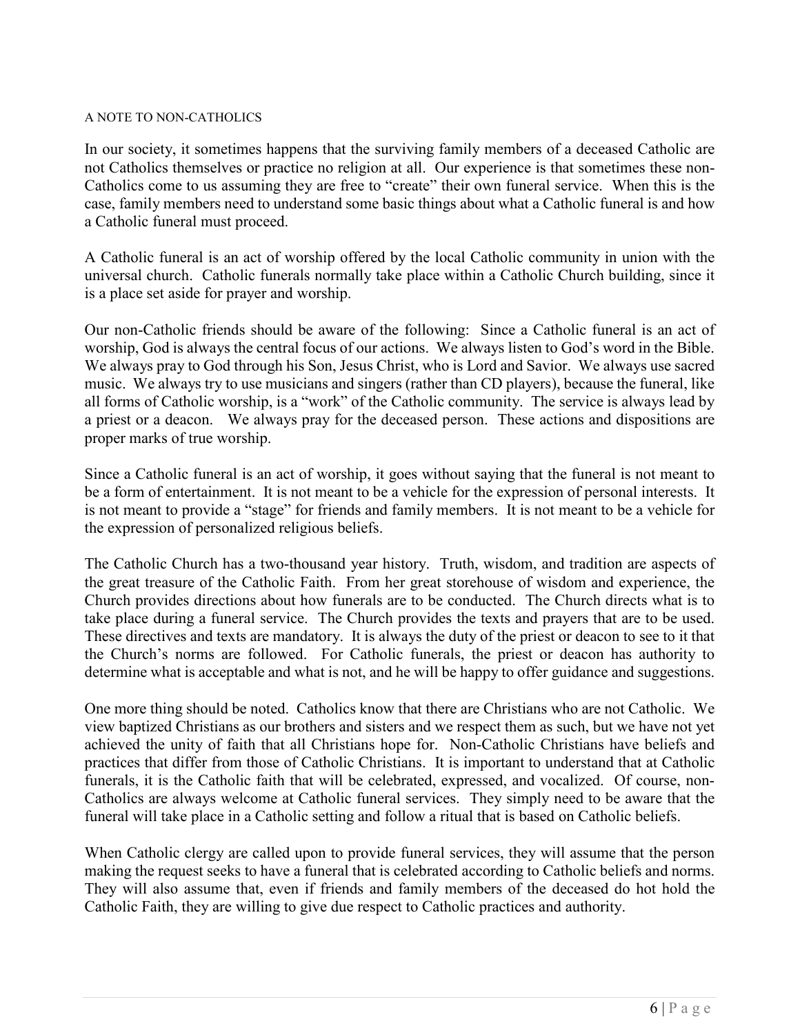## A NOTE TO NON-CATHOLICS

In our society, it sometimes happens that the surviving family members of a deceased Catholic are not Catholics themselves or practice no religion at all. Our experience is that sometimes these non-Catholics come to us assuming they are free to "create" their own funeral service. When this is the case, family members need to understand some basic things about what a Catholic funeral is and how a Catholic funeral must proceed.

A Catholic funeral is an act of worship offered by the local Catholic community in union with the universal church. Catholic funerals normally take place within a Catholic Church building, since it is a place set aside for prayer and worship.

Our non-Catholic friends should be aware of the following: Since a Catholic funeral is an act of worship, God is always the central focus of our actions. We always listen to God's word in the Bible. We always pray to God through his Son, Jesus Christ, who is Lord and Savior. We always use sacred music. We always try to use musicians and singers (rather than CD players), because the funeral, like all forms of Catholic worship, is a "work" of the Catholic community. The service is always lead by a priest or a deacon. We always pray for the deceased person. These actions and dispositions are proper marks of true worship.

Since a Catholic funeral is an act of worship, it goes without saying that the funeral is not meant to be a form of entertainment. It is not meant to be a vehicle for the expression of personal interests. It is not meant to provide a "stage" for friends and family members. It is not meant to be a vehicle for the expression of personalized religious beliefs.

The Catholic Church has a two-thousand year history. Truth, wisdom, and tradition are aspects of the great treasure of the Catholic Faith. From her great storehouse of wisdom and experience, the Church provides directions about how funerals are to be conducted. The Church directs what is to take place during a funeral service. The Church provides the texts and prayers that are to be used. These directives and texts are mandatory. It is always the duty of the priest or deacon to see to it that the Church's norms are followed. For Catholic funerals, the priest or deacon has authority to determine what is acceptable and what is not, and he will be happy to offer guidance and suggestions.

One more thing should be noted. Catholics know that there are Christians who are not Catholic. We view baptized Christians as our brothers and sisters and we respect them as such, but we have not yet achieved the unity of faith that all Christians hope for. Non-Catholic Christians have beliefs and practices that differ from those of Catholic Christians. It is important to understand that at Catholic funerals, it is the Catholic faith that will be celebrated, expressed, and vocalized. Of course, non-Catholics are always welcome at Catholic funeral services. They simply need to be aware that the funeral will take place in a Catholic setting and follow a ritual that is based on Catholic beliefs.

When Catholic clergy are called upon to provide funeral services, they will assume that the person making the request seeks to have a funeral that is celebrated according to Catholic beliefs and norms. They will also assume that, even if friends and family members of the deceased do hot hold the Catholic Faith, they are willing to give due respect to Catholic practices and authority.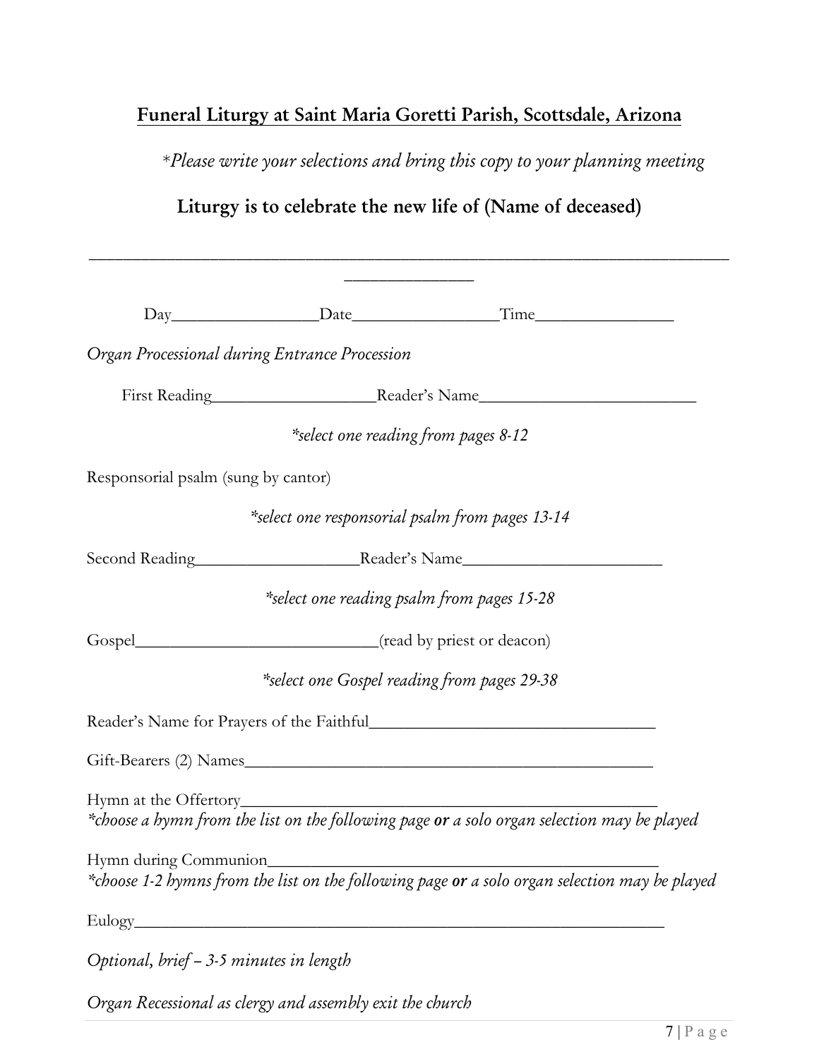## Funeral Liturgy at Saint Maria Goretti Parish, Scottsdale, Arizona

*\*Please write your selections and bring this copy to your planning meeting*

### Liturgy is to celebrate the new life of (Name of deceased)

______________________________________________________________________________
_______________

Day________________ Date________________ Time________________

*Organ Processional during Entrance Procession*

First Reading___________________ Reader's Name________________________

*\*select one reading from pages 8-12*

Responsorial psalm (sung by cantor)

*\*select one responsorial psalm from pages 13-14*

Second Reading___________________ Reader's Name______________________

*\*select one reading psalm from pages 15-28*

Gospel___________________________ (read by priest or deacon)

*\*select one Gospel reading from pages 29-38*

Reader's Name for Prayers of the Faithful________________________________

Gift-Bearers (2) Names________________________________________________

Hymn at the Offertory_________________________________________________
*\*choose a hymn from the list on the following page **or** a solo organ selection may be played*

Hymn during Communion_______________________________________________
*\*choose 1-2 hymns from the list on the following page **or** a solo organ selection may be played*

Eulogy______________________________________________________________

*Optional, brief – 3-5 minutes in length*

*Organ Recessional as clergy and assembly exit the church*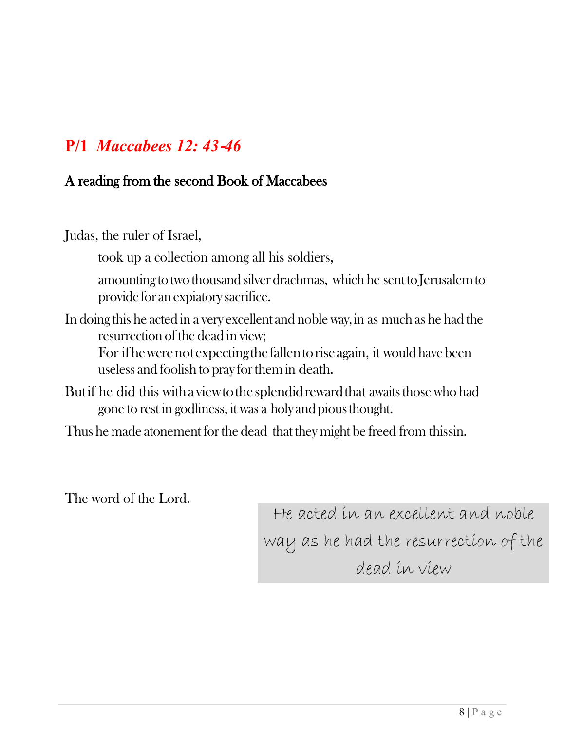## P/1 *Maccabees 12: 43-46*

### A reading from the second Book of Maccabees

Judas, the ruler of Israel,

took up a collection among all his soldiers,

amounting to two thousand silver drachmas, which he sent to Jerusalem to provide for an expiatory sacrifice.

In doing this he acted in a very excellent and noble way, in as much as he had the resurrection of the dead in view;

For if he were not expecting the fallen to rise again, it would have been useless and foolish to pray for them in death.

But if he did this with a view to the splendid reward that awaits those who had gone to rest in godliness, it was a holy and pious thought.

Thus he made atonement for the dead that they might be freed from this sin.

The word of the Lord.

> He acted in an excellent and noble way as he had the resurrection of the dead in view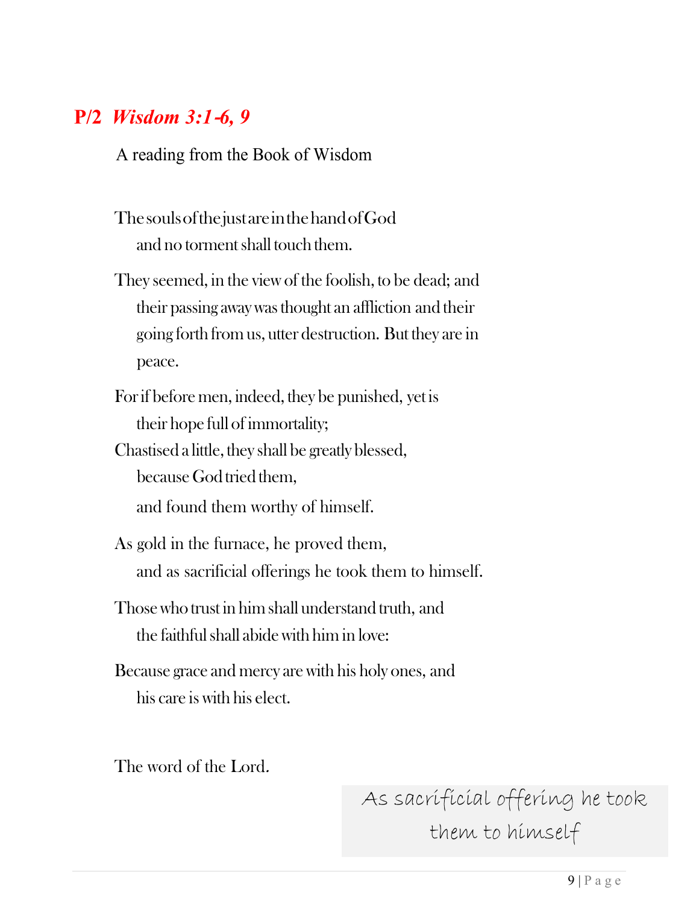## **P/2** ***Wisdom 3:1-6, 9***

A reading from the Book of Wisdom

The souls of the just are in the hand of God
 and no torment shall touch them.

They seemed, in the view of the foolish, to be dead; and
 their passing away was thought an affliction and their
 going forth from us, utter destruction. But they are in
 peace.

For if before men, indeed, they be punished, yet is
 their hope full of immortality;
Chastised a little, they shall be greatly blessed,
 because God tried them,
 and found them worthy of himself.

As gold in the furnace, he proved them,
 and as sacrificial offerings he took them to himself.

Those who trust in him shall understand truth, and
 the faithful shall abide with him in love:

Because grace and mercy are with his holy ones, and
 his care is with his elect.

The word of the Lord.

As sacrificial offering he took them to himself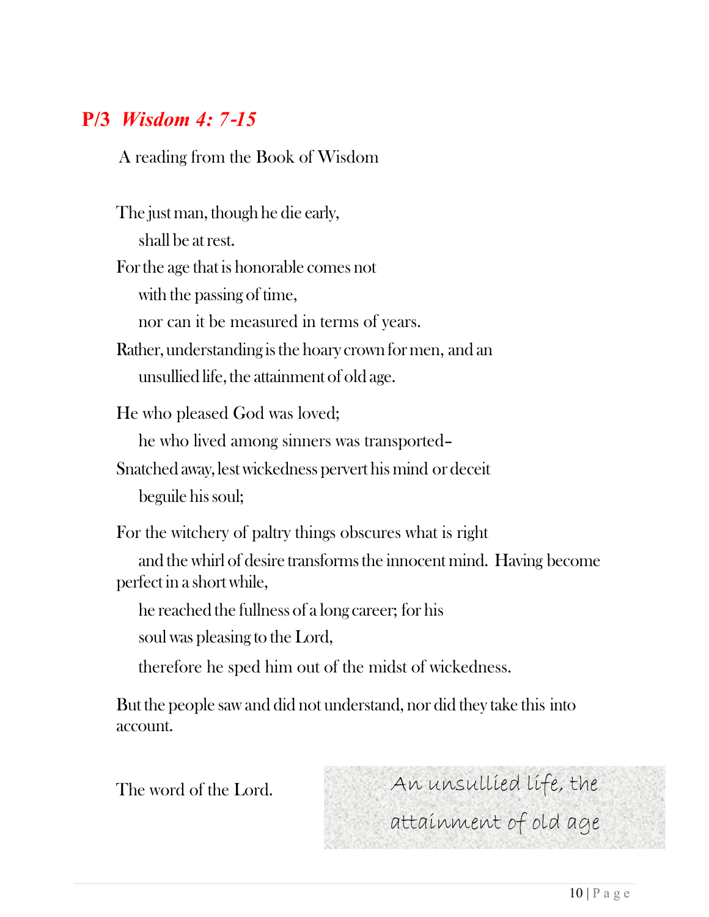## P/3 *Wisdom 4: 7-15*

A reading from the Book of Wisdom

The just man, though he die early,
  shall be at rest.
For the age that is honorable comes not
  with the passing of time,
  nor can it be measured in terms of years.
Rather, understanding is the hoary crown for men, and an
  unsullied life, the attainment of old age.

He who pleased God was loved;
  he who lived among sinners was transported–
Snatched away, lest wickedness pervert his mind or deceit
  beguile his soul;

For the witchery of paltry things obscures what is right
  and the whirl of desire transforms the innocent mind. Having become perfect in a short while,
  he reached the fullness of a long career; for his
  soul was pleasing to the Lord,
  therefore he sped him out of the midst of wickedness.

But the people saw and did not understand, nor did they take this into account.

The word of the Lord.

*An unsullied life, the attainment of old age*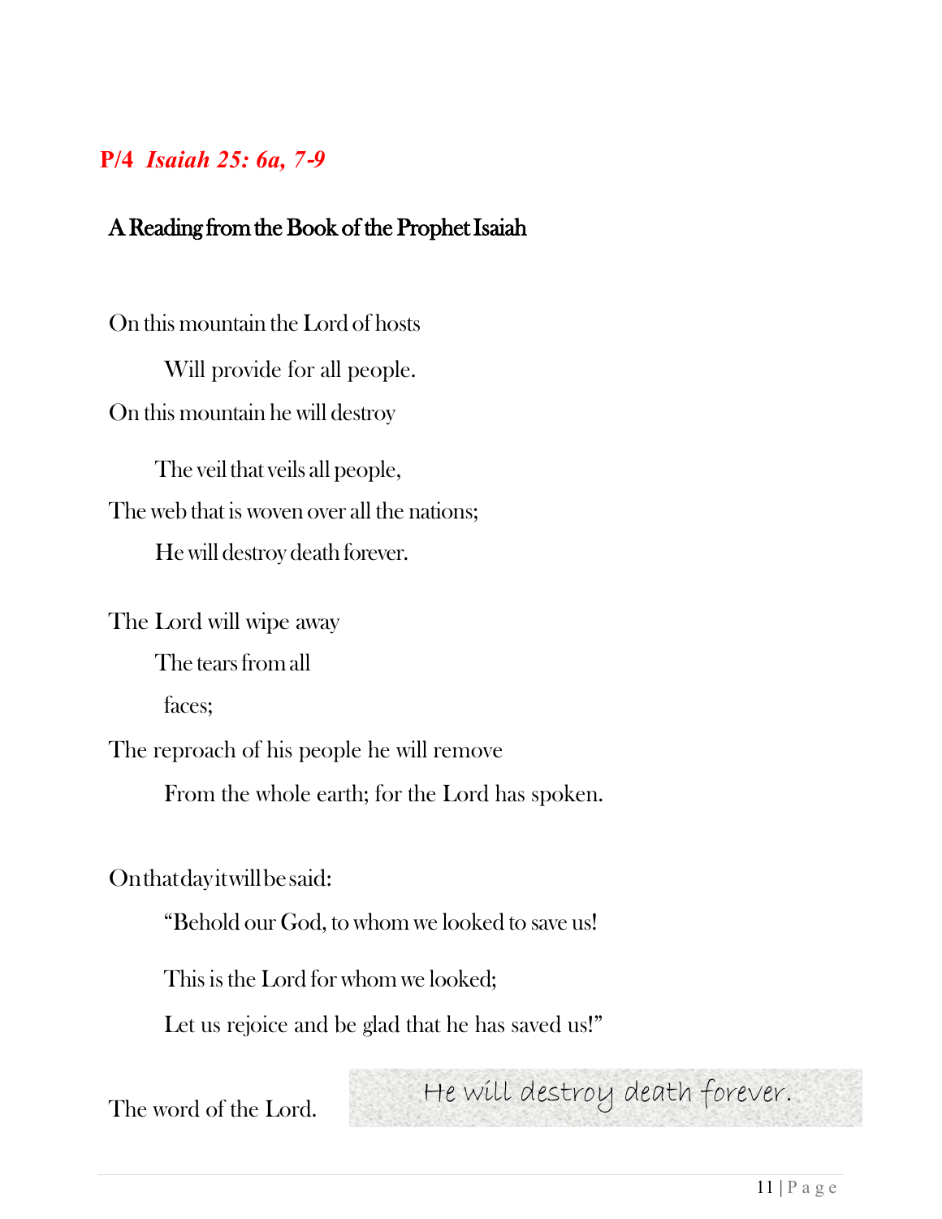**P/4** ***Isaiah 25: 6a, 7-9***

## A Reading from the Book of the Prophet Isaiah

On this mountain the Lord of hosts

Will provide for all people.

On this mountain he will destroy

The veil that veils all people,

The web that is woven over all the nations;

He will destroy death forever.

The Lord will wipe away

The tears from all

faces;

The reproach of his people he will remove

From the whole earth; for the Lord has spoken.

On that day it will be said:

"Behold our God, to whom we looked to save us!

This is the Lord for whom we looked;

Let us rejoice and be glad that he has saved us!"

The word of the Lord.

*He will destroy death forever.*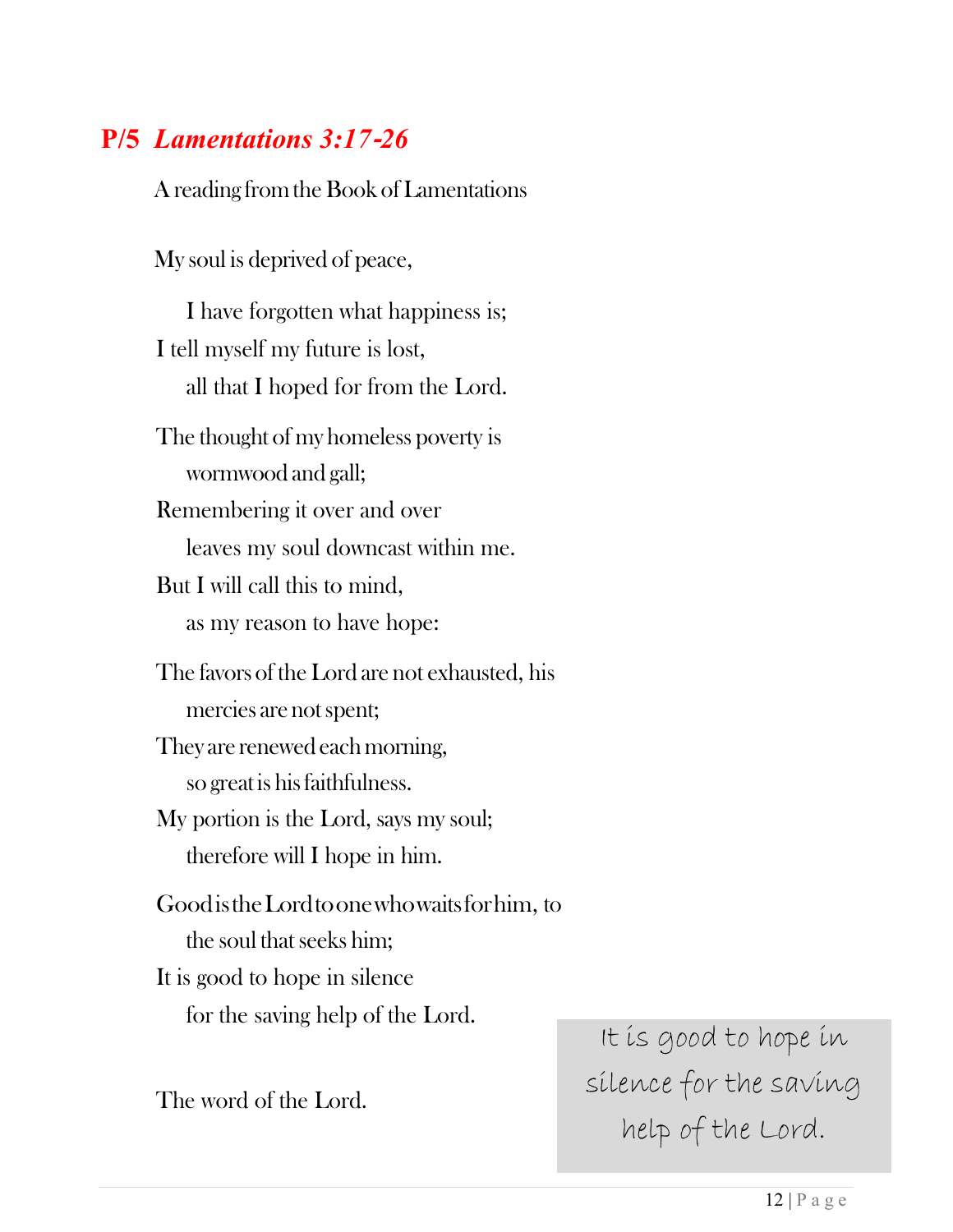## P/5 *Lamentations 3:17-26*

A reading from the Book of Lamentations

My soul is deprived of peace,
   I have forgotten what happiness is;
I tell myself my future is lost,
   all that I hoped for from the Lord.

The thought of my homeless poverty is
   wormwood and gall;
Remembering it over and over
   leaves my soul downcast within me.
But I will call this to mind,
   as my reason to have hope:

The favors of the Lord are not exhausted, his
   mercies are not spent;
They are renewed each morning,
   so great is his faithfulness.
My portion is the Lord, says my soul;
   therefore will I hope in him.

Good is the Lord to one who waits for him, to
   the soul that seeks him;
It is good to hope in silence
   for the saving help of the Lord.

The word of the Lord.

It is good to hope in silence for the saving help of the Lord.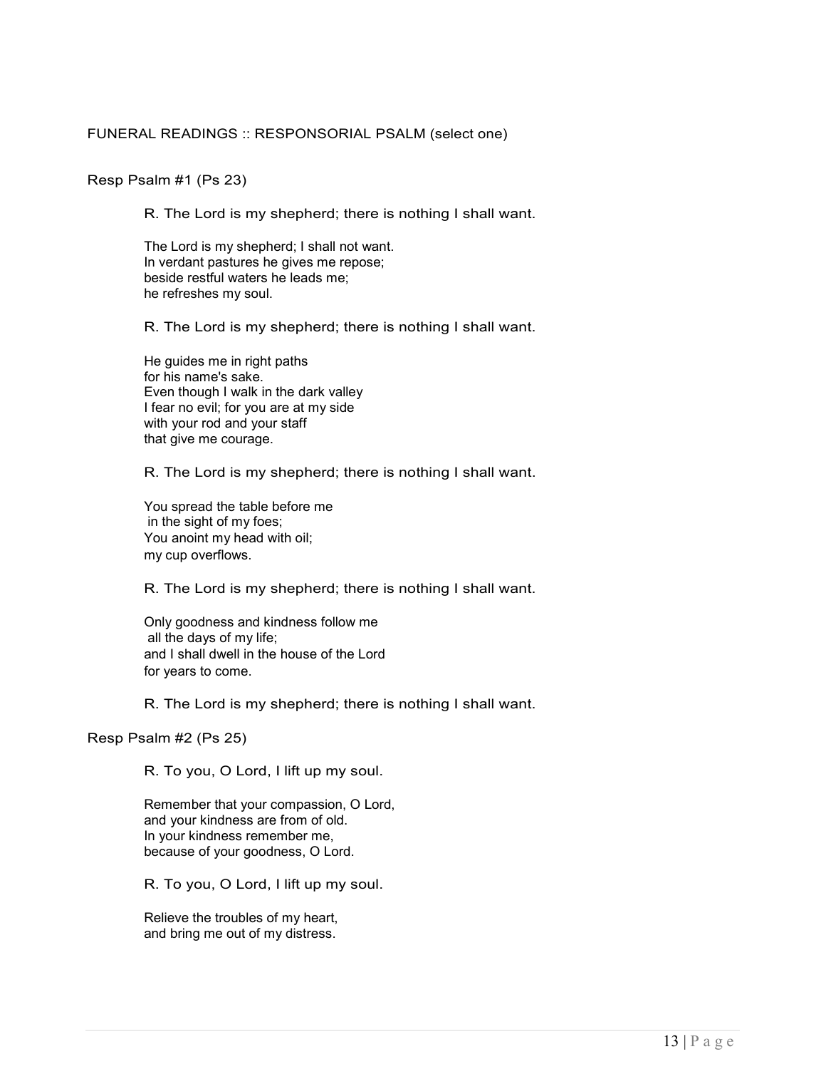## FUNERAL READINGS :: RESPONSORIAL PSALM (select one)

### Resp Psalm #1 (Ps 23)

R. The Lord is my shepherd; there is nothing I shall want.

The Lord is my shepherd; I shall not want.
In verdant pastures he gives me repose;
beside restful waters he leads me;
he refreshes my soul.

R. The Lord is my shepherd; there is nothing I shall want.

He guides me in right paths
for his name's sake.
Even though I walk in the dark valley
I fear no evil; for you are at my side
with your rod and your staff
that give me courage.

R. The Lord is my shepherd; there is nothing I shall want.

You spread the table before me
in the sight of my foes;
You anoint my head with oil;
my cup overflows.

R. The Lord is my shepherd; there is nothing I shall want.

Only goodness and kindness follow me
all the days of my life;
and I shall dwell in the house of the Lord
for years to come.

R. The Lord is my shepherd; there is nothing I shall want.

### Resp Psalm #2 (Ps 25)

R. To you, O Lord, I lift up my soul.

Remember that your compassion, O Lord,
and your kindness are from of old.
In your kindness remember me,
because of your goodness, O Lord.

R. To you, O Lord, I lift up my soul.

Relieve the troubles of my heart,
and bring me out of my distress.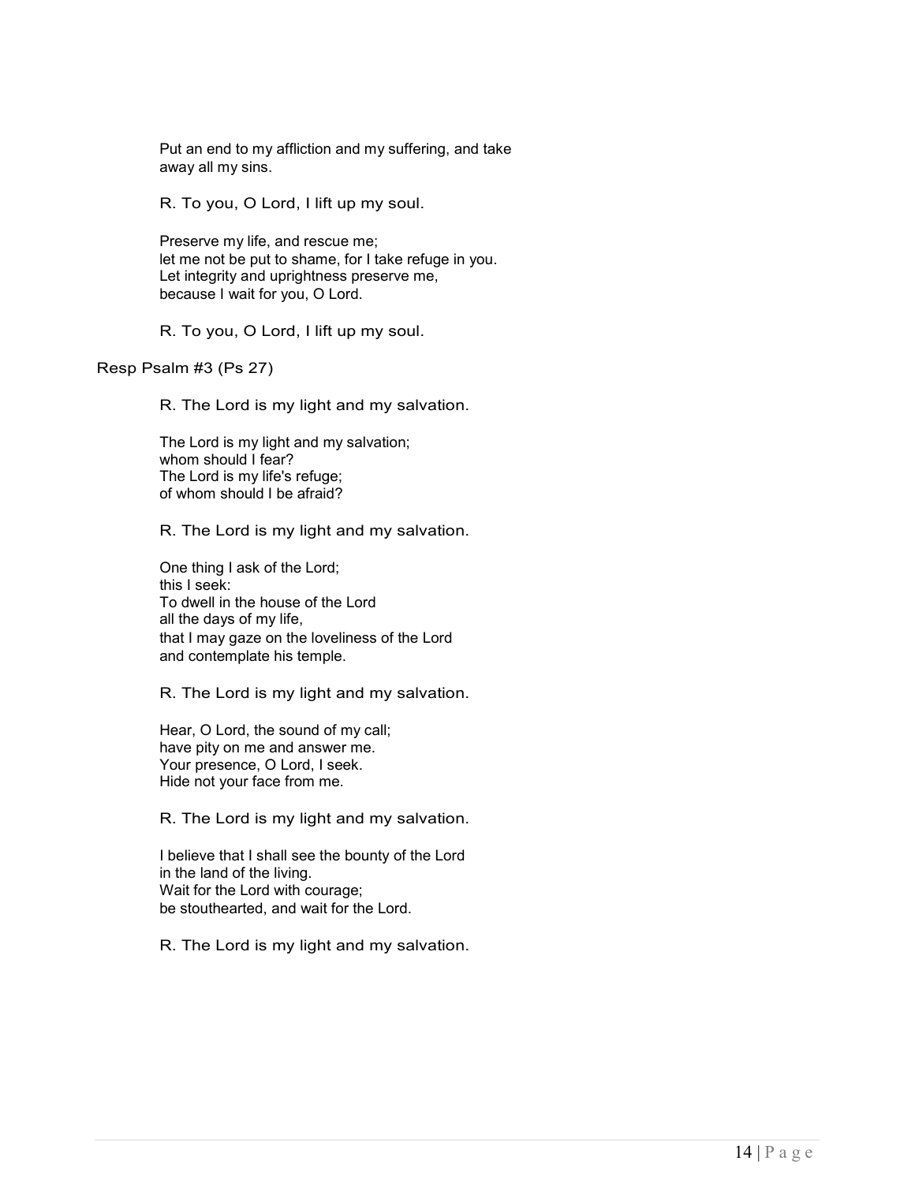Put an end to my affliction and my suffering, and take away all my sins.

R. To you, O Lord, I lift up my soul.

Preserve my life, and rescue me;
let me not be put to shame, for I take refuge in you.
Let integrity and uprightness preserve me,
because I wait for you, O Lord.

R. To you, O Lord, I lift up my soul.

## Resp Psalm #3 (Ps 27)

R. The Lord is my light and my salvation.

The Lord is my light and my salvation;
whom should I fear?
The Lord is my life's refuge;
of whom should I be afraid?

R. The Lord is my light and my salvation.

One thing I ask of the Lord;
this I seek:
To dwell in the house of the Lord
all the days of my life,
that I may gaze on the loveliness of the Lord
and contemplate his temple.

R. The Lord is my light and my salvation.

Hear, O Lord, the sound of my call;
have pity on me and answer me.
Your presence, O Lord, I seek.
Hide not your face from me.

R. The Lord is my light and my salvation.

I believe that I shall see the bounty of the Lord
in the land of the living.
Wait for the Lord with courage;
be stouthearted, and wait for the Lord.

R. The Lord is my light and my salvation.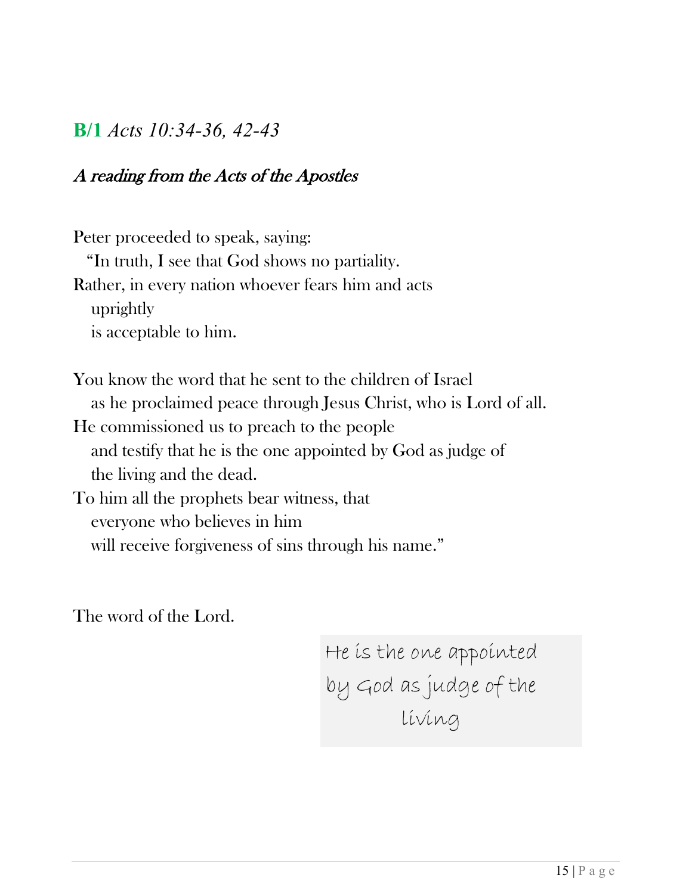## **B/1** *Acts 10:34-36, 42-43*

### *A reading from the Acts of the Apostles*

Peter proceeded to speak, saying:
 "In truth, I see that God shows no partiality.
Rather, in every nation whoever fears him and acts
 uprightly
 is acceptable to him.

You know the word that he sent to the children of Israel
 as he proclaimed peace through Jesus Christ, who is Lord of all.
He commissioned us to preach to the people
 and testify that he is the one appointed by God as judge of
 the living and the dead.
To him all the prophets bear witness, that
 everyone who believes in him
 will receive forgiveness of sins through his name."

The word of the Lord.

He is the one appointed by God as judge of the living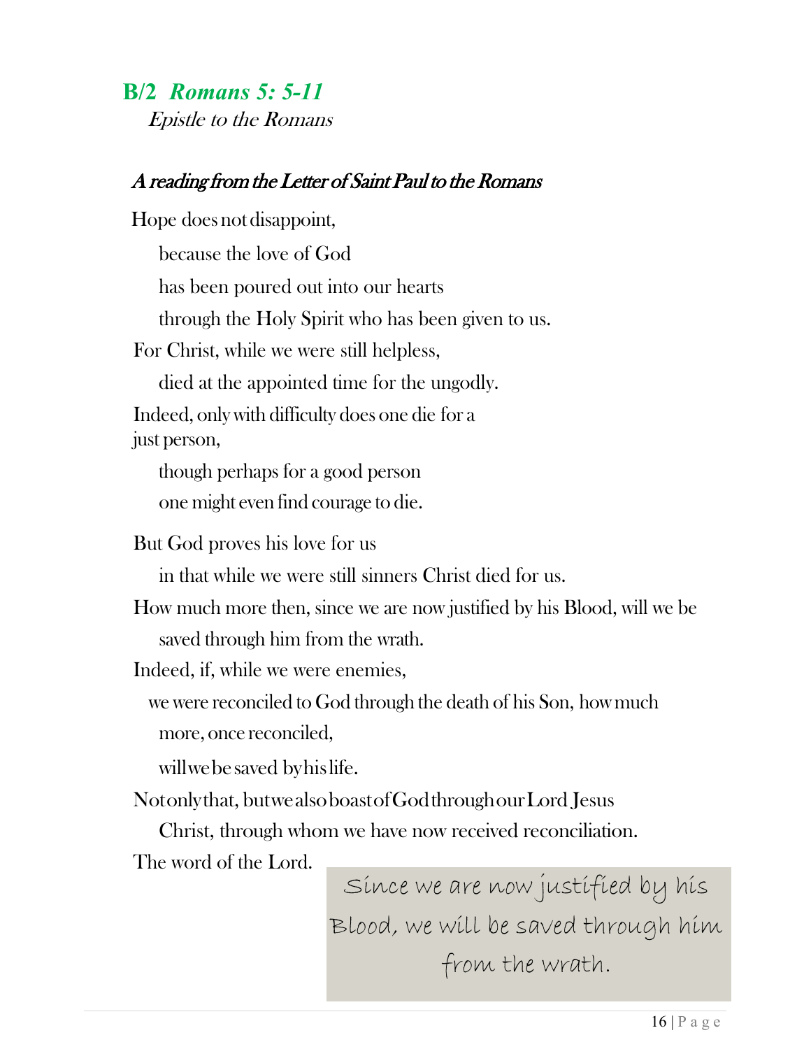## B/2 *Romans 5: 5-11*

*Epistle to the Romans*

***A reading from the Letter of Saint Paul to the Romans***

Hope does not disappoint,

because the love of God

has been poured out into our hearts

through the Holy Spirit who has been given to us.

For Christ, while we were still helpless,

died at the appointed time for the ungodly.

Indeed, only with difficulty does one die for a just person,

though perhaps for a good person

one might even find courage to die.

But God proves his love for us

in that while we were still sinners Christ died for us.

How much more then, since we are now justified by his Blood, will we be saved through him from the wrath.

Indeed, if, while we were enemies,

we were reconciled to God through the death of his Son, how much more, once reconciled,

will we be saved by his life.

Not only that, but we also boast of God through our Lord Jesus Christ, through whom we have now received reconciliation.

The word of the Lord.

> Since we are now justified by his Blood, we will be saved through him from the wrath.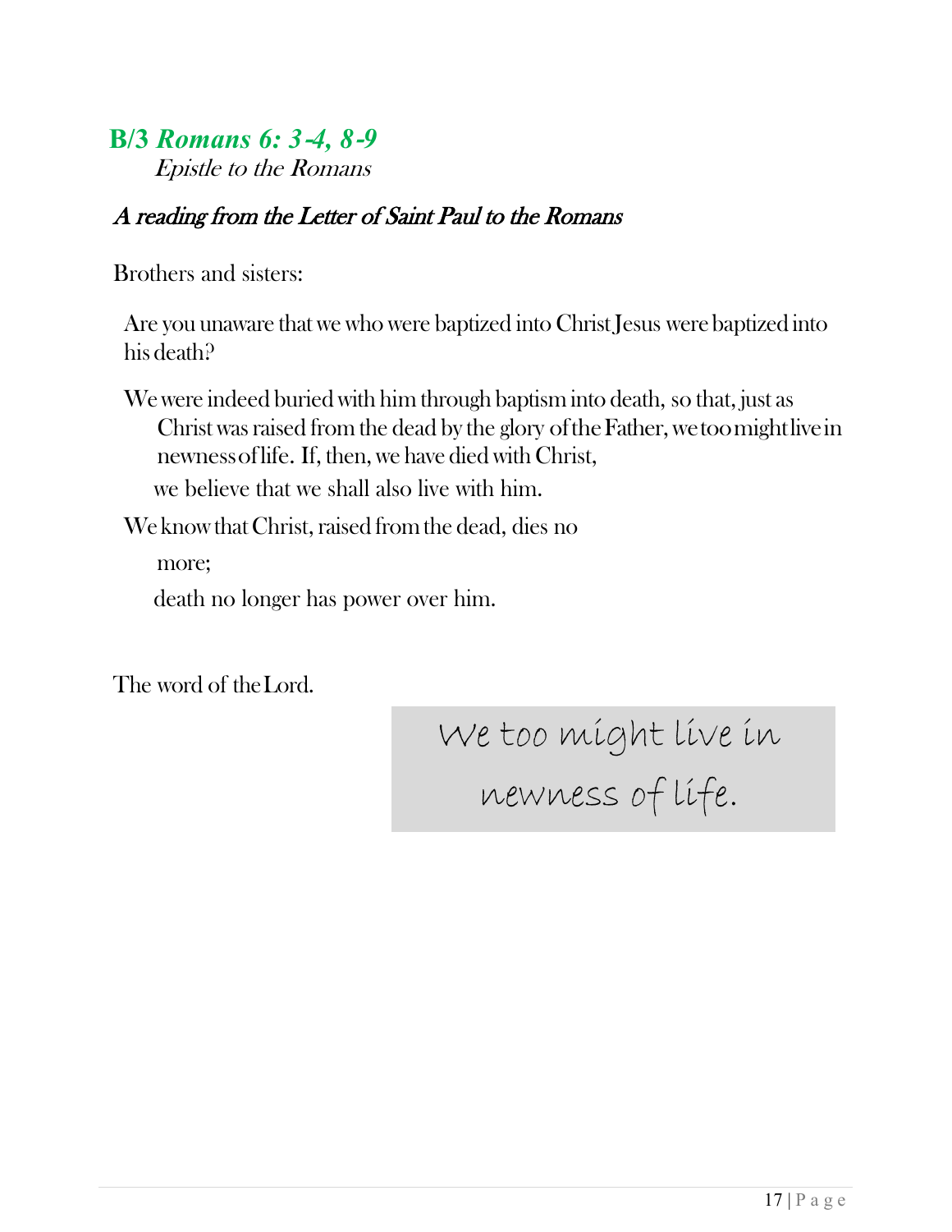## B/3 *Romans 6: 3-4, 8-9*

*Epistle to the Romans*

### *A reading from the Letter of Saint Paul to the Romans*

Brothers and sisters:

Are you unaware that we who were baptized into Christ Jesus were baptized into his death?

We were indeed buried with him through baptism into death, so that, just as Christ was raised from the dead by the glory of the Father, we too might live in newness of life. If, then, we have died with Christ,
we believe that we shall also live with him.

We know that Christ, raised from the dead, dies no more;
death no longer has power over him.

The word of the Lord.

We too might live in newness of life.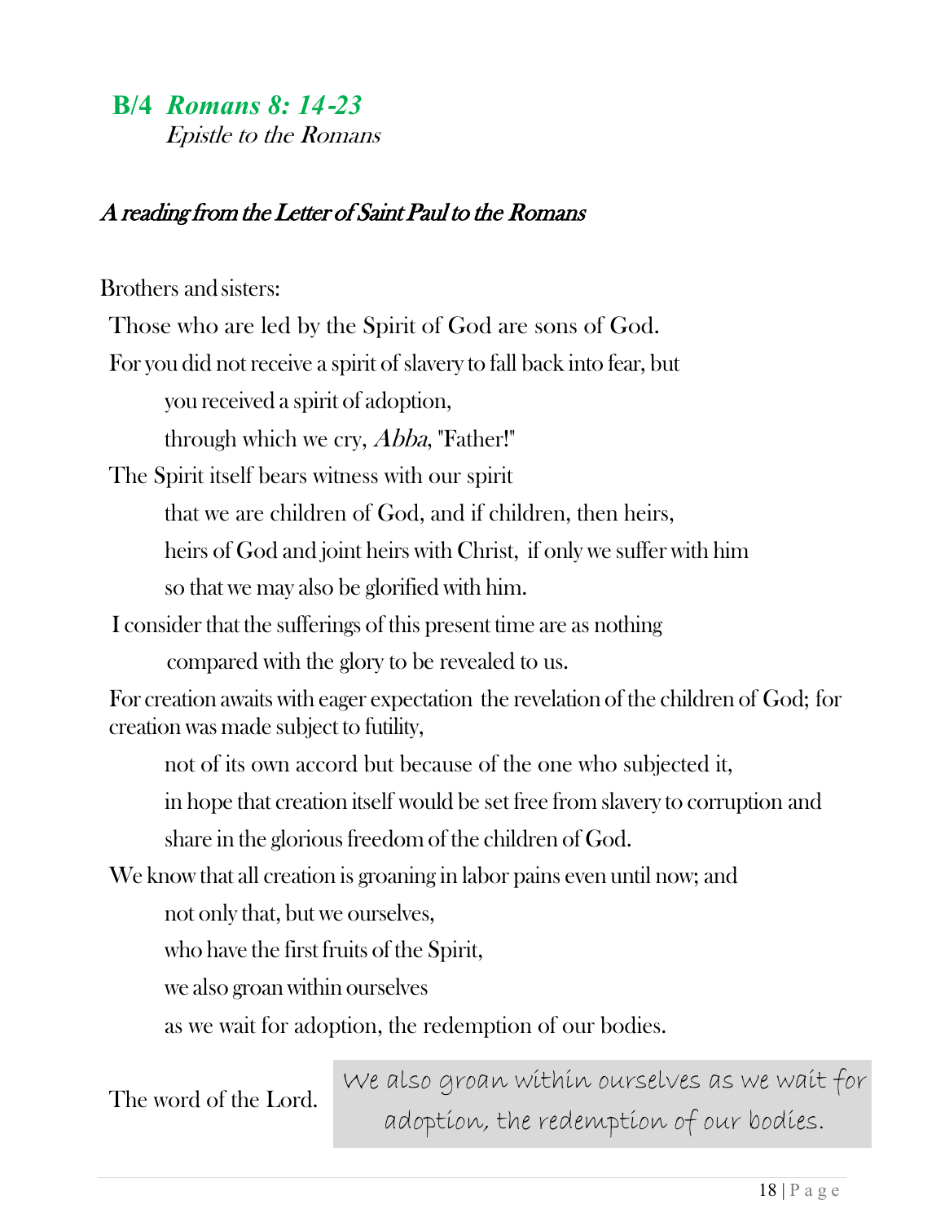## **B/4** ***Romans 8: 14-23***

*Epistle to the Romans*

### *A reading from the Letter of Saint Paul to the Romans*

Brothers and sisters:

Those who are led by the Spirit of God are sons of God.

For you did not receive a spirit of slavery to fall back into fear, but

you received a spirit of adoption,

through which we cry, *Abba*, "Father!"

The Spirit itself bears witness with our spirit

that we are children of God, and if children, then heirs,

heirs of God and joint heirs with Christ, if only we suffer with him

so that we may also be glorified with him.

I consider that the sufferings of this present time are as nothing

compared with the glory to be revealed to us.

For creation awaits with eager expectation the revelation of the children of God; for creation was made subject to futility,

not of its own accord but because of the one who subjected it,

in hope that creation itself would be set free from slavery to corruption and

share in the glorious freedom of the children of God.

We know that all creation is groaning in labor pains even until now; and

not only that, but we ourselves,

who have the first fruits of the Spirit,

we also groan within ourselves

as we wait for adoption, the redemption of our bodies.

The word of the Lord.

> We also groan within ourselves as we wait for adoption, the redemption of our bodies.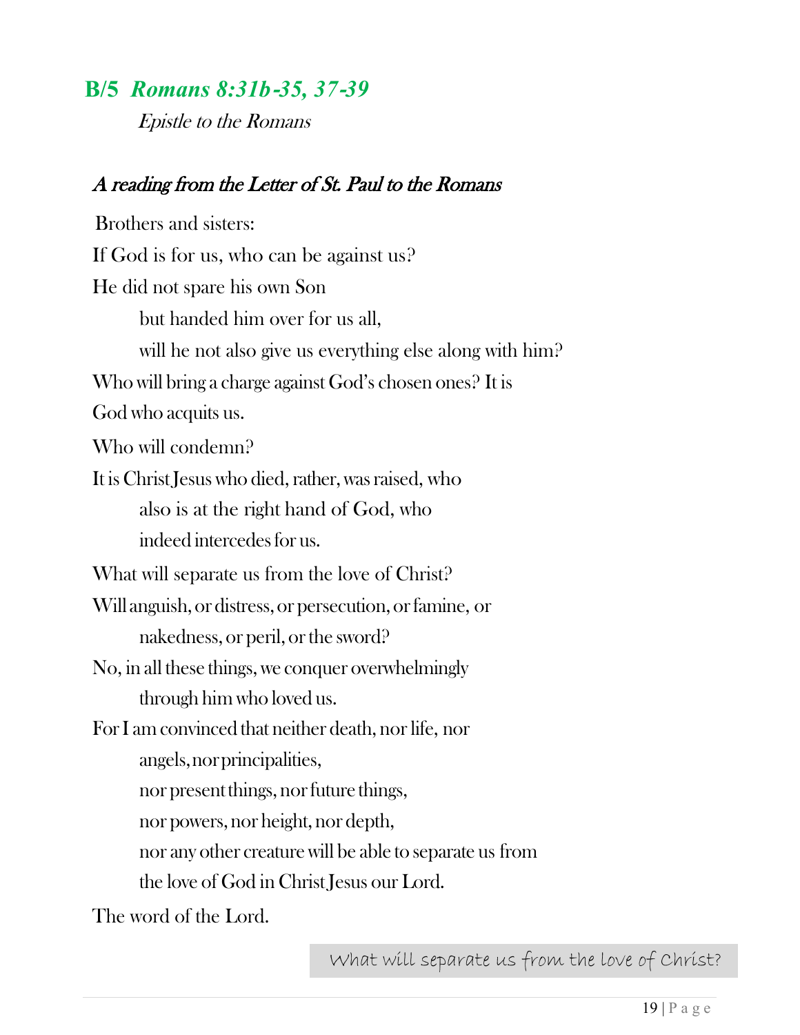## **B/5** ***Romans 8:31b-35, 37-39***

*Epistle to the Romans*

### *A reading from the Letter of St. Paul to the Romans*

Brothers and sisters:

If God is for us, who can be against us?

He did not spare his own Son

    but handed him over for us all,

    will he not also give us everything else along with him?

Who will bring a charge against God's chosen ones? It is

God who acquits us.

Who will condemn?

It is Christ Jesus who died, rather, was raised, who

    also is at the right hand of God, who

    indeed intercedes for us.

What will separate us from the love of Christ?

Will anguish, or distress, or persecution, or famine, or

    nakedness, or peril, or the sword?

No, in all these things, we conquer overwhelmingly

    through him who loved us.

For I am convinced that neither death, nor life, nor

    angels, nor principalities,

    nor present things, nor future things,

    nor powers, nor height, nor depth,

    nor any other creature will be able to separate us from

    the love of God in Christ Jesus our Lord.

The word of the Lord.

What will separate us from the love of Christ?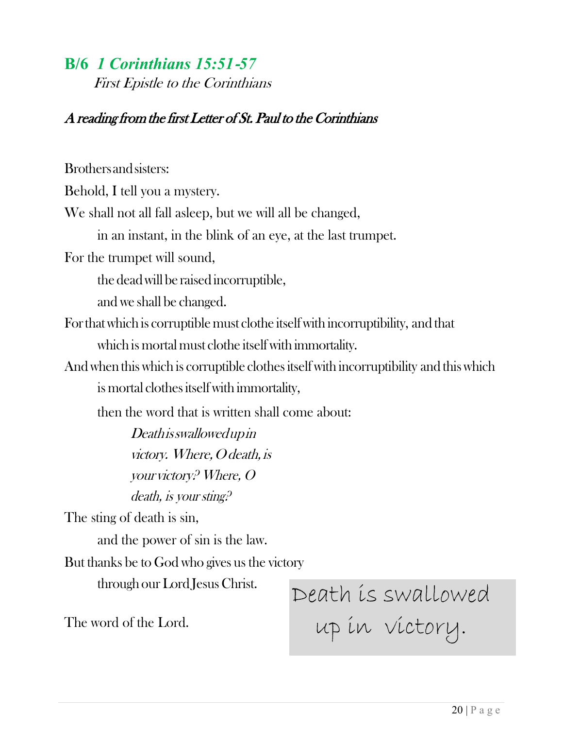## B/6 *1 Corinthians 15:51-57*

*First Epistle to the Corinthians*

***A reading from the first Letter of St. Paul to the Corinthians***

Brothers and sisters:

Behold, I tell you a mystery.

We shall not all fall asleep, but we will all be changed,

in an instant, in the blink of an eye, at the last trumpet.

For the trumpet will sound,

the dead will be raised incorruptible,

and we shall be changed.

For that which is corruptible must clothe itself with incorruptibility, and that which is mortal must clothe itself with immortality.

And when this which is corruptible clothes itself with incorruptibility and this which is mortal clothes itself with immortality,

then the word that is written shall come about:

*Death is swallowed up in victory. Where, O death, is your victory? Where, O death, is your sting?*

The sting of death is sin,

and the power of sin is the law.

But thanks be to God who gives us the victory

through our Lord Jesus Christ.

The word of the Lord.

Death is swallowed up in victory.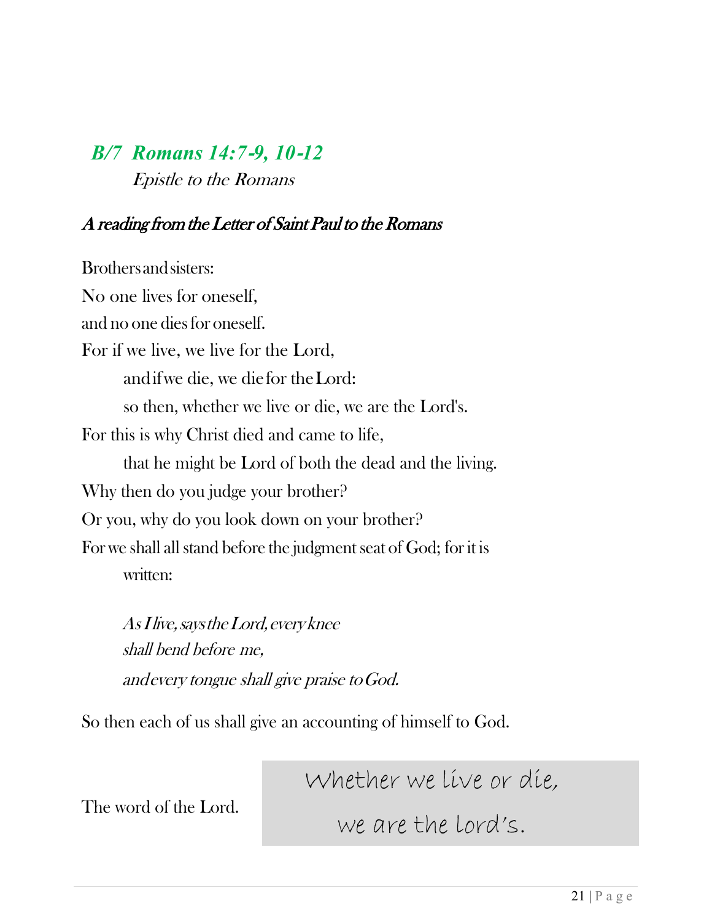## *B/7 Romans 14:7-9, 10-12*

*Epistle to the Romans*

### *A reading from the Letter of Saint Paul to the Romans*

Brothers and sisters:
No one lives for oneself,
and no one dies for oneself.
For if we live, we live for the Lord,
and if we die, we die for the Lord:
so then, whether we live or die, we are the Lord's.
For this is why Christ died and came to life,
that he might be Lord of both the dead and the living.
Why then do you judge your brother?
Or you, why do you look down on your brother?
For we shall all stand before the judgment seat of God; for it is written:

*As I live, says the Lord, every knee*
*shall bend before me,*
*and every tongue shall give praise to God.*

So then each of us shall give an accounting of himself to God.

The word of the Lord.

Whether we live or die,
we are the Lord's.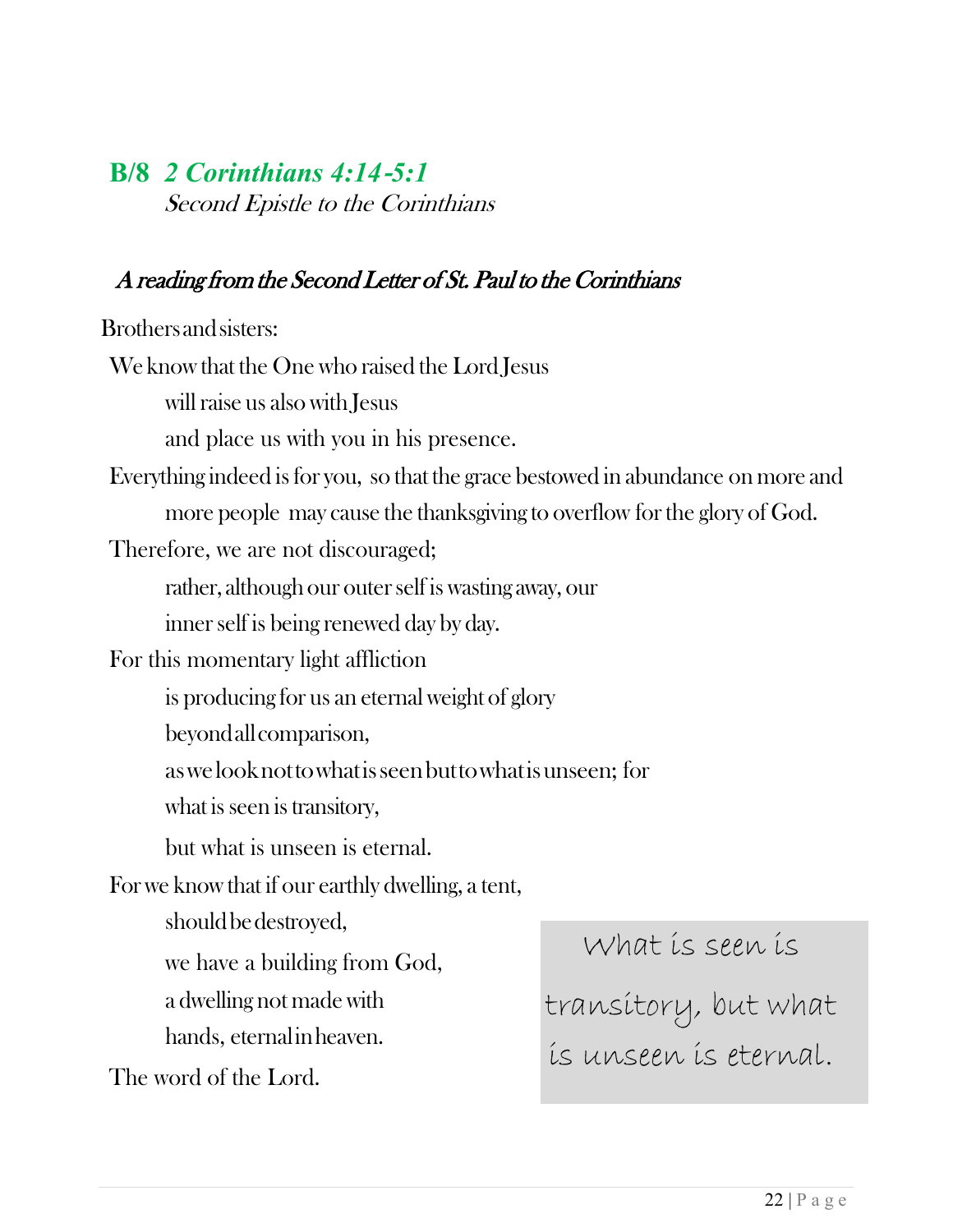## **B/8** *2 Corinthians 4:14-5:1*

*Second Epistle to the Corinthians*

### *A reading from the Second Letter of St. Paul to the Corinthians*

Brothers and sisters:

We know that the One who raised the Lord Jesus
 will raise us also with Jesus
 and place us with you in his presence.

Everything indeed is for you, so that the grace bestowed in abundance on more and
 more people may cause the thanksgiving to overflow for the glory of God.

Therefore, we are not discouraged;
 rather, although our outer self is wasting away, our
 inner self is being renewed day by day.

For this momentary light affliction
 is producing for us an eternal weight of glory
 beyond all comparison,
 as we look not to what is seen but to what is unseen; for
 what is seen is transitory,
 but what is unseen is eternal.

For we know that if our earthly dwelling, a tent,
 should be destroyed,
 we have a building from God,
 a dwelling not made with
 hands, eternal in heaven.

The word of the Lord.

> What is seen is transitory, but what is unseen is eternal.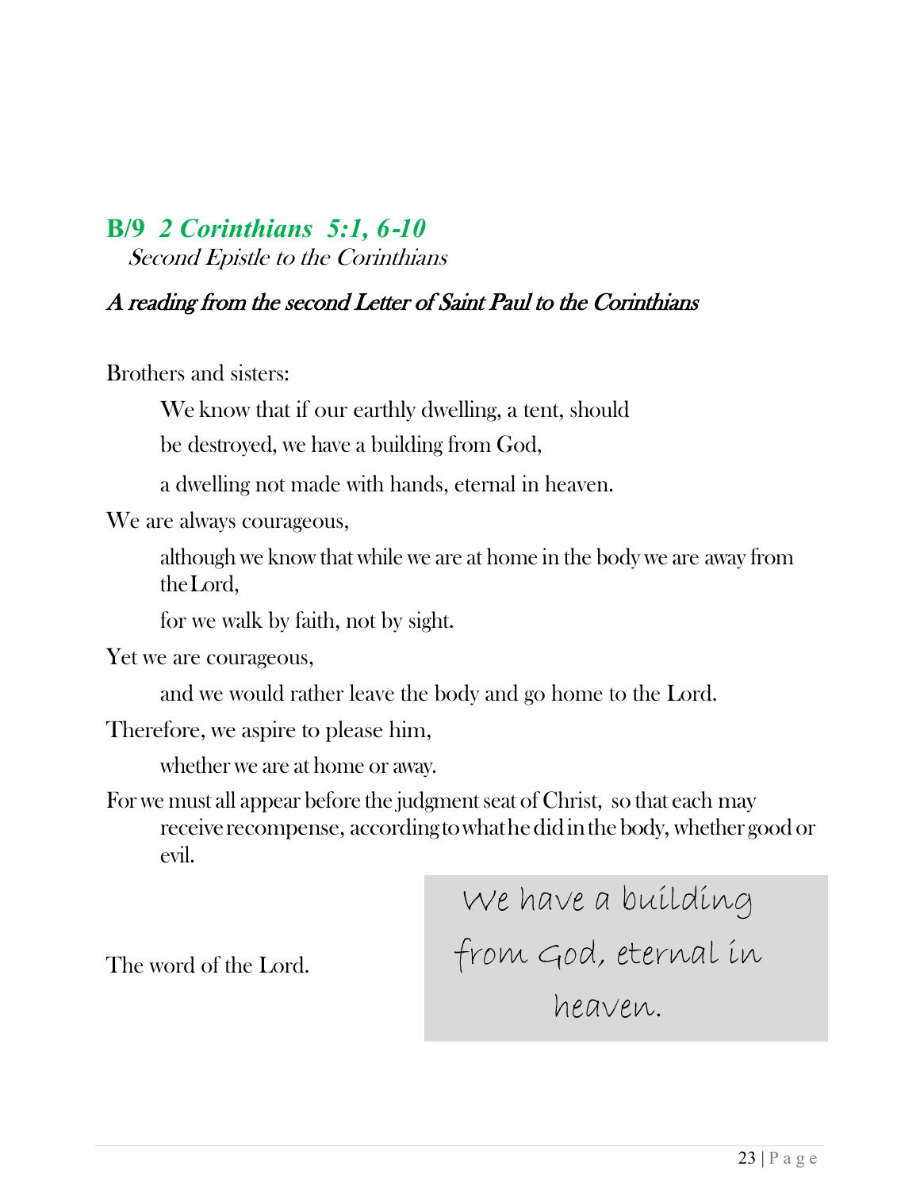## **B/9** ***2 Corinthians 5:1, 6-10***

*Second Epistle to the Corinthians*

***A reading from the second Letter of Saint Paul to the Corinthians***

Brothers and sisters:

We know that if our earthly dwelling, a tent, should

be destroyed, we have a building from God,

a dwelling not made with hands, eternal in heaven.

We are always courageous,

although we know that while we are at home in the body we are away from the Lord,

for we walk by faith, not by sight.

Yet we are courageous,

and we would rather leave the body and go home to the Lord.

Therefore, we aspire to please him,

whether we are at home or away.

For we must all appear before the judgment seat of Christ, so that each may receive recompense, according to what he did in the body, whether good or evil.

The word of the Lord.

We have a building from God, eternal in heaven.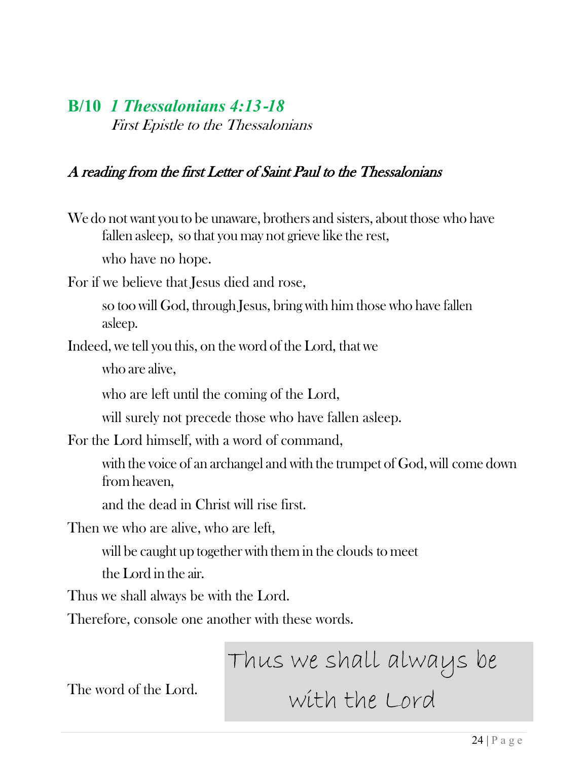## B/10 *1 Thessalonians 4:13-18*

*First Epistle to the Thessalonians*

### *A reading from the first Letter of Saint Paul to the Thessalonians*

We do not want you to be unaware, brothers and sisters, about those who have fallen asleep, so that you may not grieve like the rest,

who have no hope.

For if we believe that Jesus died and rose,

so too will God, through Jesus, bring with him those who have fallen asleep.

Indeed, we tell you this, on the word of the Lord, that we

who are alive,

who are left until the coming of the Lord,

will surely not precede those who have fallen asleep.

For the Lord himself, with a word of command,

with the voice of an archangel and with the trumpet of God, will come down from heaven,

and the dead in Christ will rise first.

Then we who are alive, who are left,

will be caught up together with them in the clouds to meet

the Lord in the air.

Thus we shall always be with the Lord.

Therefore, console one another with these words.

The word of the Lord.

Thus we shall always be with the Lord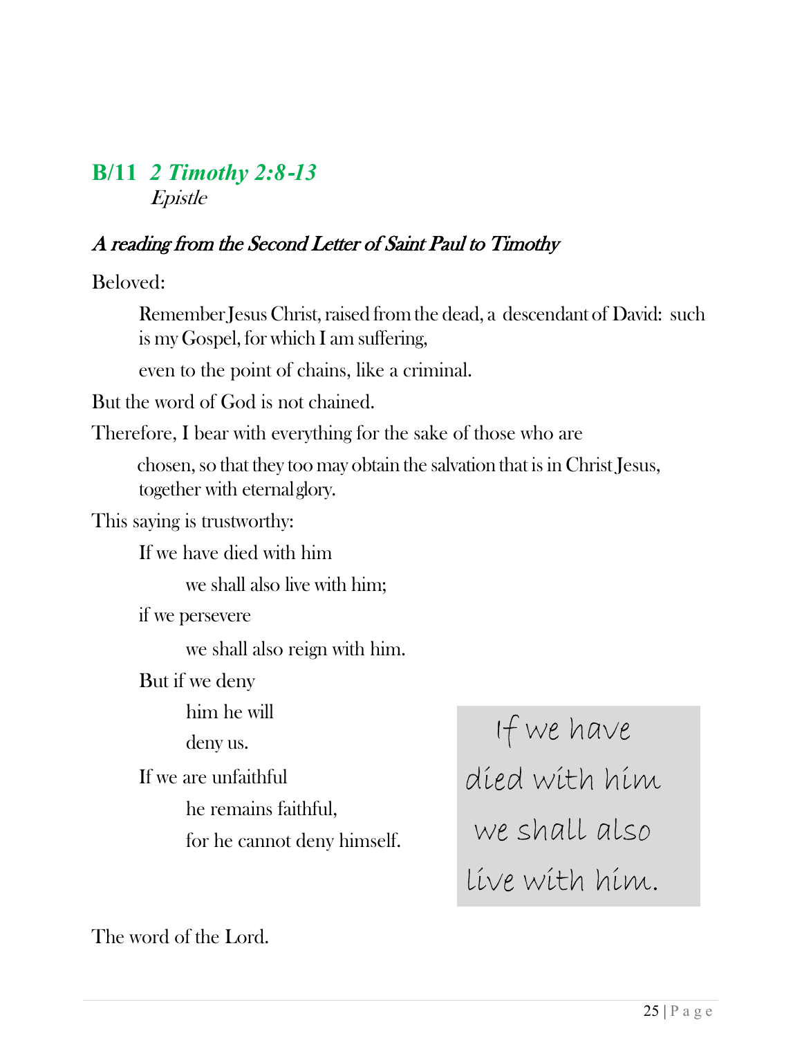## B/11 *2 Timothy 2:8-13*

*Epistle*

### *A reading from the Second Letter of Saint Paul to Timothy*

Beloved:

Remember Jesus Christ, raised from the dead, a descendant of David: such is my Gospel, for which I am suffering,

even to the point of chains, like a criminal.

But the word of God is not chained.

Therefore, I bear with everything for the sake of those who are

chosen, so that they too may obtain the salvation that is in Christ Jesus, together with eternal glory.

This saying is trustworthy:

If we have died with him

we shall also live with him;

if we persevere

we shall also reign with him.

But if we deny

him he will

deny us.

If we are unfaithful

he remains faithful,

for he cannot deny himself.

> If we have died with him we shall also live with him.

The word of the Lord.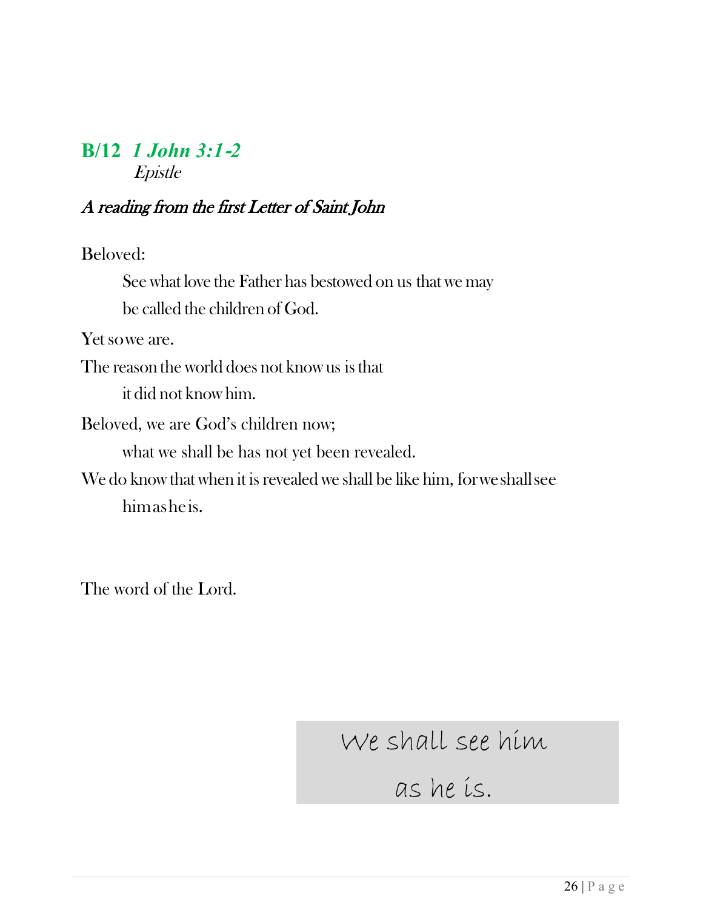## **B/12** ***1 John 3:1-2***
*Epistle*

***A reading from the first Letter of Saint John***

Beloved:

See what love the Father has bestowed on us that we may be called the children of God.

Yet so we are.

The reason the world does not know us is that it did not know him.

Beloved, we are God's children now; what we shall be has not yet been revealed.

We do know that when it is revealed we shall be like him, for we shall see him as he is.

The word of the Lord.

We shall see him as he is.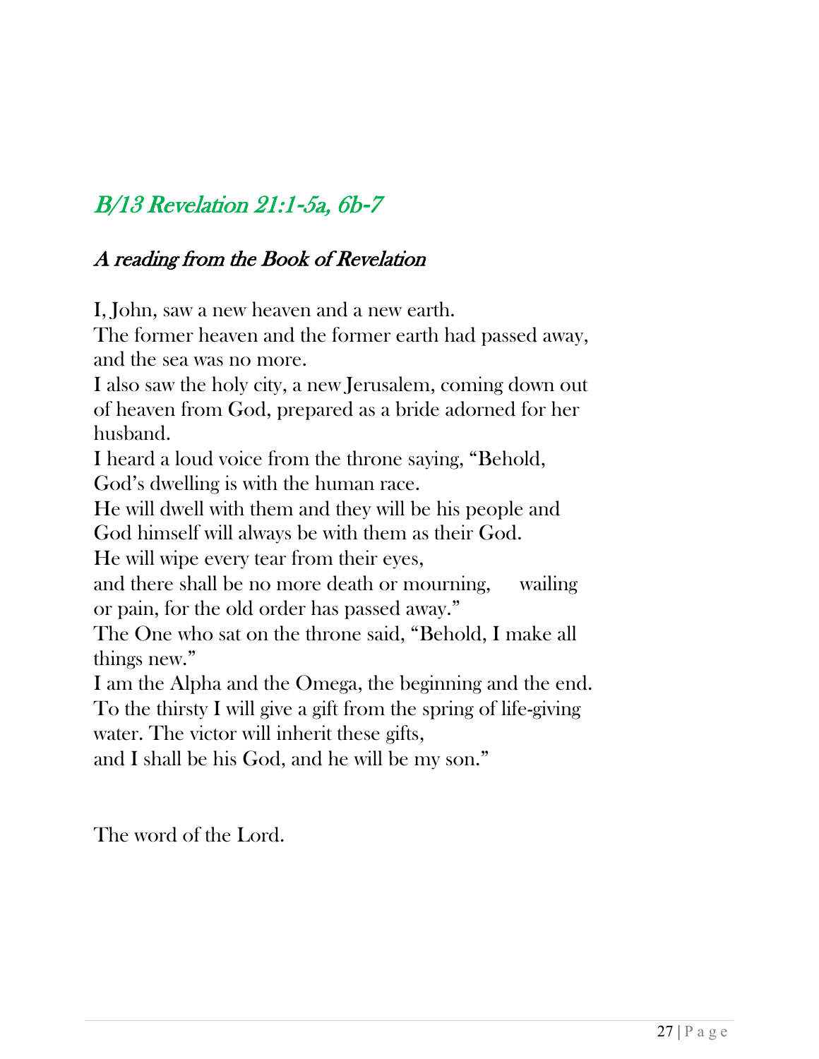## *B/13 Revelation 21:1-5a, 6b-7*

### *A reading from the Book of Revelation*

I, John, saw a new heaven and a new earth.
The former heaven and the former earth had passed away, and the sea was no more.
I also saw the holy city, a new Jerusalem, coming down out of heaven from God, prepared as a bride adorned for her husband.
I heard a loud voice from the throne saying, "Behold, God's dwelling is with the human race.
He will dwell with them and they will be his people and God himself will always be with them as their God.
He will wipe every tear from their eyes,
and there shall be no more death or mourning, wailing or pain, for the old order has passed away."
The One who sat on the throne said, "Behold, I make all things new."
I am the Alpha and the Omega, the beginning and the end.
To the thirsty I will give a gift from the spring of life-giving water. The victor will inherit these gifts,
and I shall be his God, and he will be my son."

The word of the Lord.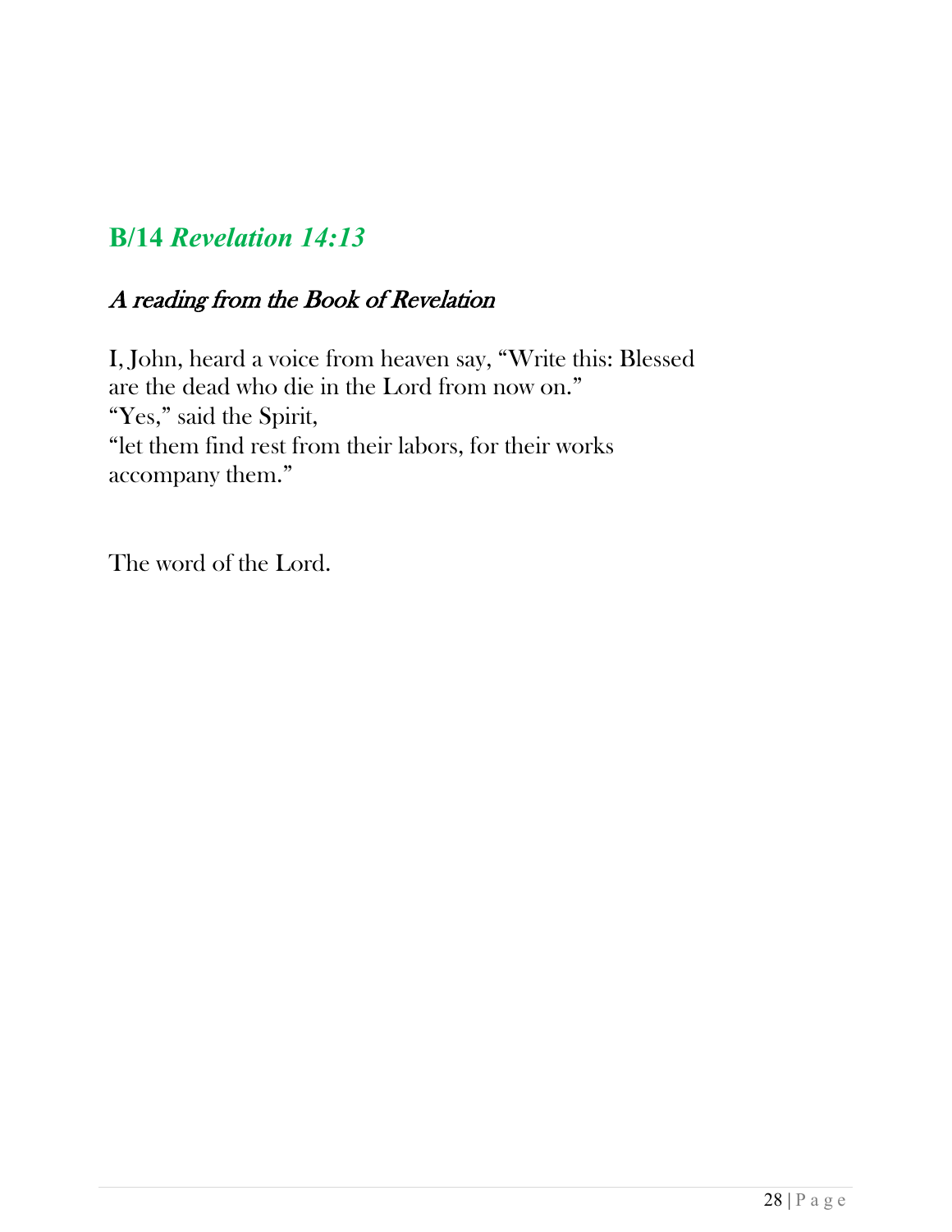## **B/14** ***Revelation 14:13***

### *A reading from the Book of Revelation*

I, John, heard a voice from heaven say, "Write this: Blessed are the dead who die in the Lord from now on."
"Yes," said the Spirit,
"let them find rest from their labors, for their works accompany them."

The word of the Lord.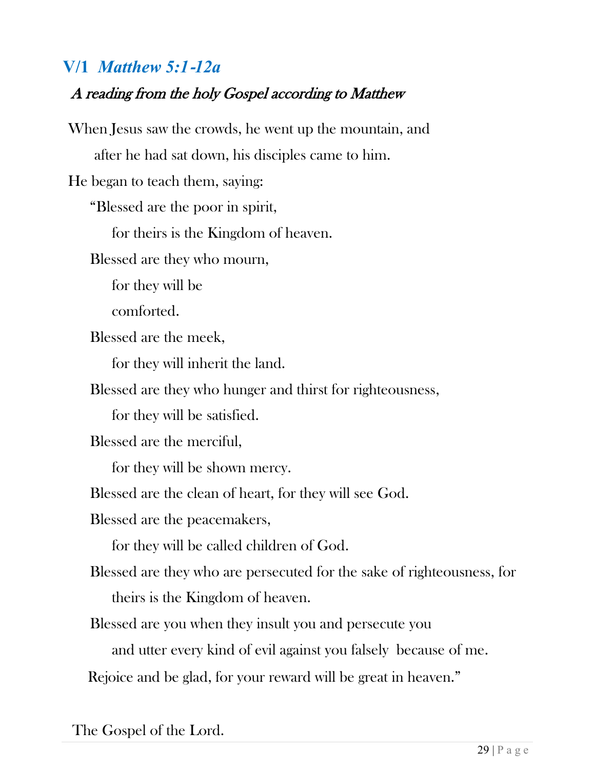## V/1 *Matthew 5:1-12a*

*A reading from the holy Gospel according to Matthew*

When Jesus saw the crowds, he went up the mountain, and
after he had sat down, his disciples came to him.

He began to teach them, saying:

"Blessed are the poor in spirit,
for theirs is the Kingdom of heaven.

Blessed are they who mourn,
for they will be
comforted.

Blessed are the meek,
for they will inherit the land.

Blessed are they who hunger and thirst for righteousness,
for they will be satisfied.

Blessed are the merciful,
for they will be shown mercy.

Blessed are the clean of heart, for they will see God.

Blessed are the peacemakers,
for they will be called children of God.

Blessed are they who are persecuted for the sake of righteousness, for
theirs is the Kingdom of heaven.

Blessed are you when they insult you and persecute you
and utter every kind of evil against you falsely because of me.

Rejoice and be glad, for your reward will be great in heaven."

The Gospel of the Lord.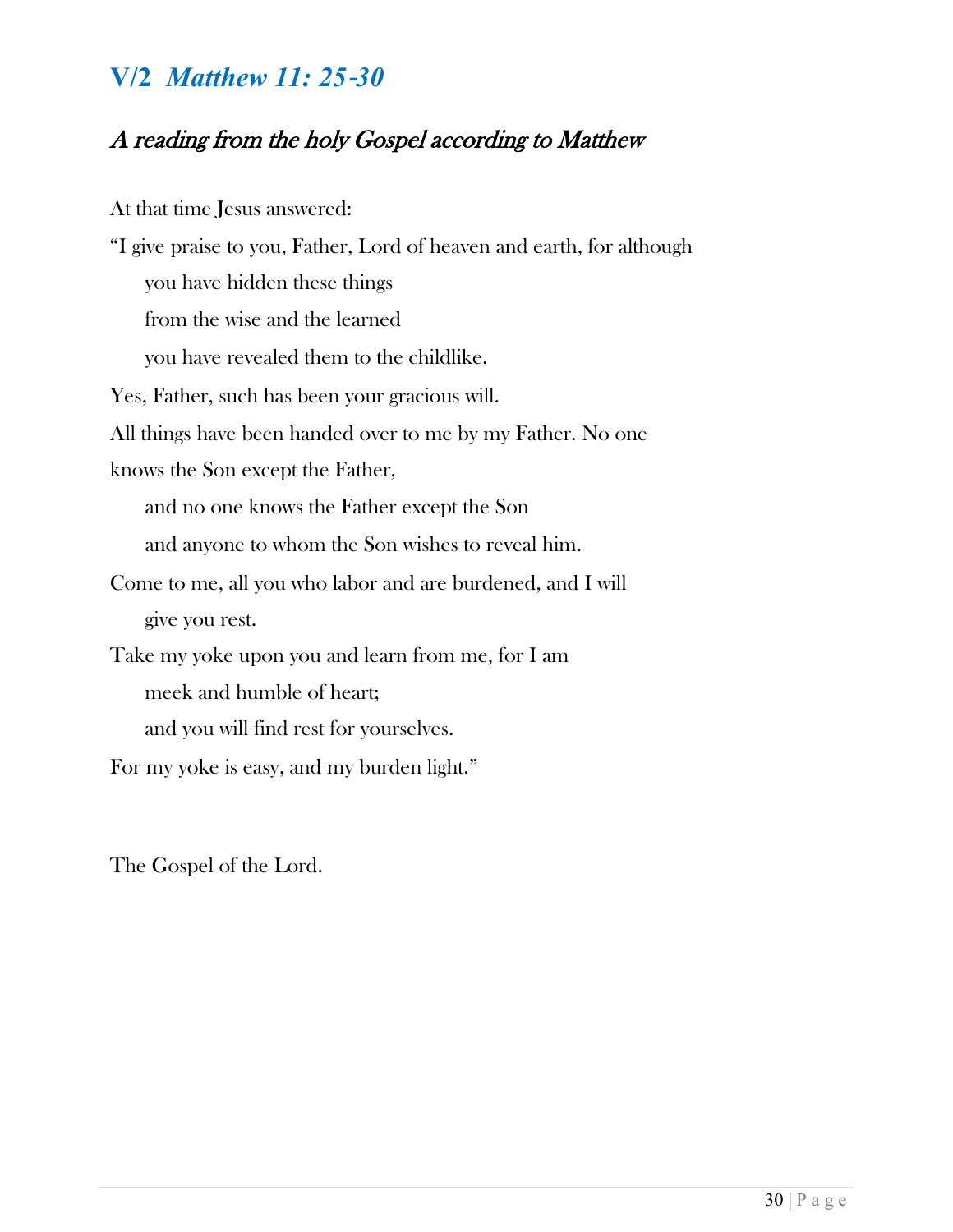## V/2 *Matthew 11: 25-30*

### *A reading from the holy Gospel according to Matthew*

At that time Jesus answered:

"I give praise to you, Father, Lord of heaven and earth, for although
 you have hidden these things
 from the wise and the learned
 you have revealed them to the childlike.

Yes, Father, such has been your gracious will.

All things have been handed over to me by my Father. No one knows the Son except the Father,
 and no one knows the Father except the Son
 and anyone to whom the Son wishes to reveal him.

Come to me, all you who labor and are burdened, and I will
 give you rest.

Take my yoke upon you and learn from me, for I am
 meek and humble of heart;
 and you will find rest for yourselves.

For my yoke is easy, and my burden light."

The Gospel of the Lord.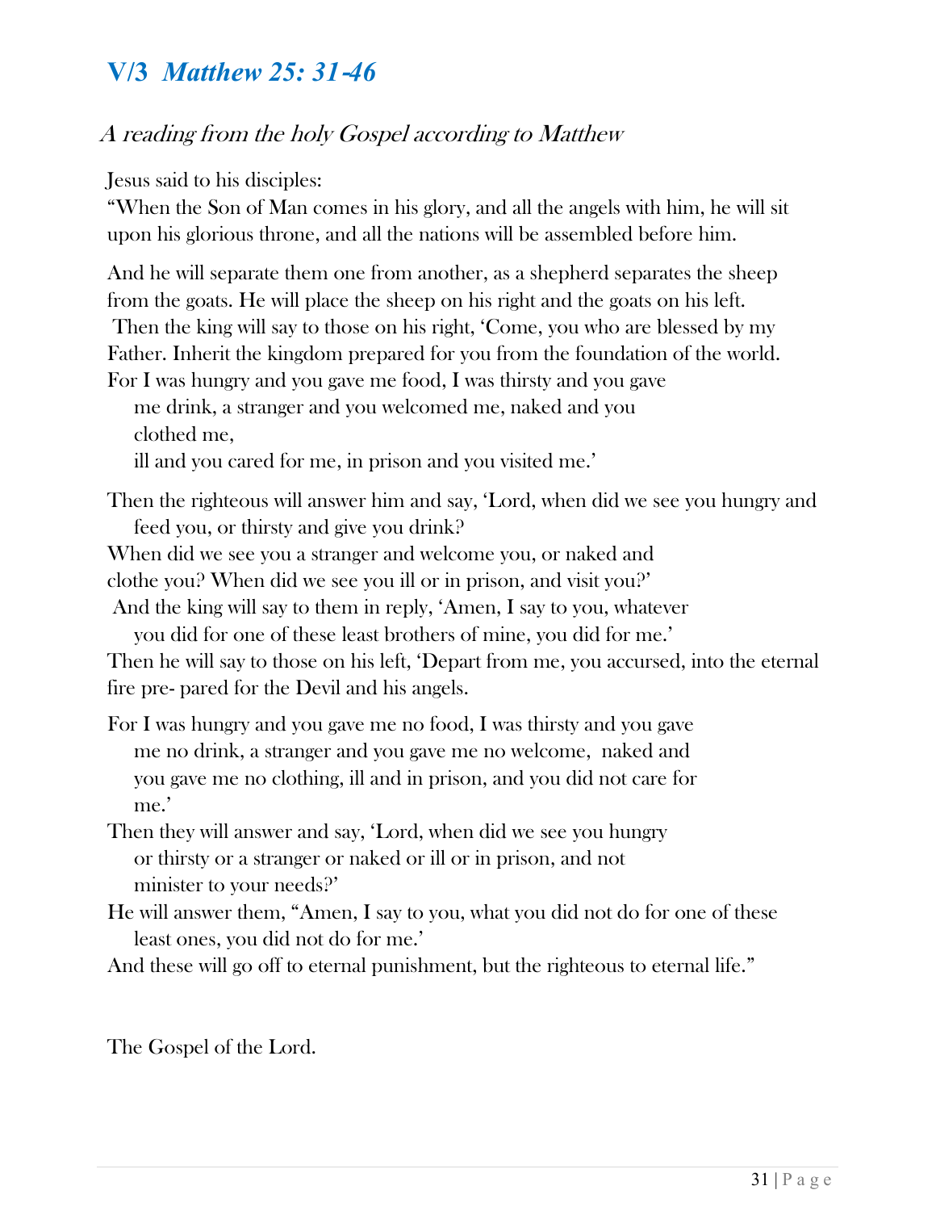## V/3 *Matthew 25: 31-46*

### *A reading from the holy Gospel according to Matthew*

Jesus said to his disciples:
"When the Son of Man comes in his glory, and all the angels with him, he will sit upon his glorious throne, and all the nations will be assembled before him.

And he will separate them one from another, as a shepherd separates the sheep from the goats. He will place the sheep on his right and the goats on his left.
Then the king will say to those on his right, 'Come, you who are blessed by my Father. Inherit the kingdom prepared for you from the foundation of the world.
For I was hungry and you gave me food, I was thirsty and you gave me drink, a stranger and you welcomed me, naked and you clothed me,
ill and you cared for me, in prison and you visited me.'

Then the righteous will answer him and say, 'Lord, when did we see you hungry and feed you, or thirsty and give you drink?
When did we see you a stranger and welcome you, or naked and clothe you? When did we see you ill or in prison, and visit you?'
And the king will say to them in reply, 'Amen, I say to you, whatever you did for one of these least brothers of mine, you did for me.'
Then he will say to those on his left, 'Depart from me, you accursed, into the eternal fire pre- pared for the Devil and his angels.

For I was hungry and you gave me no food, I was thirsty and you gave me no drink, a stranger and you gave me no welcome, naked and you gave me no clothing, ill and in prison, and you did not care for me.'
Then they will answer and say, 'Lord, when did we see you hungry or thirsty or a stranger or naked or ill or in prison, and not minister to your needs?'
He will answer them, "Amen, I say to you, what you did not do for one of these least ones, you did not do for me.'
And these will go off to eternal punishment, but the righteous to eternal life."

The Gospel of the Lord.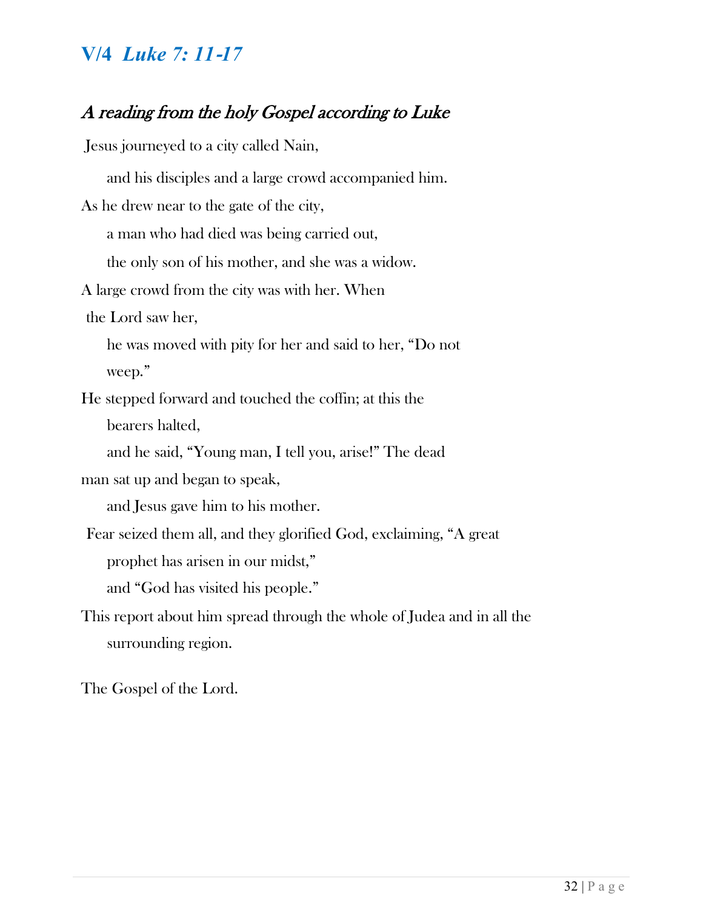## V/4 *Luke 7: 11-17*

### *A reading from the holy Gospel according to Luke*

Jesus journeyed to a city called Nain,

and his disciples and a large crowd accompanied him.

As he drew near to the gate of the city,

a man who had died was being carried out,

the only son of his mother, and she was a widow.

A large crowd from the city was with her. When

the Lord saw her,

he was moved with pity for her and said to her, "Do not

weep."

He stepped forward and touched the coffin; at this the

bearers halted,

and he said, "Young man, I tell you, arise!" The dead

man sat up and began to speak,

and Jesus gave him to his mother.

Fear seized them all, and they glorified God, exclaiming, "A great

prophet has arisen in our midst,"

and "God has visited his people."

This report about him spread through the whole of Judea and in all the

surrounding region.

The Gospel of the Lord.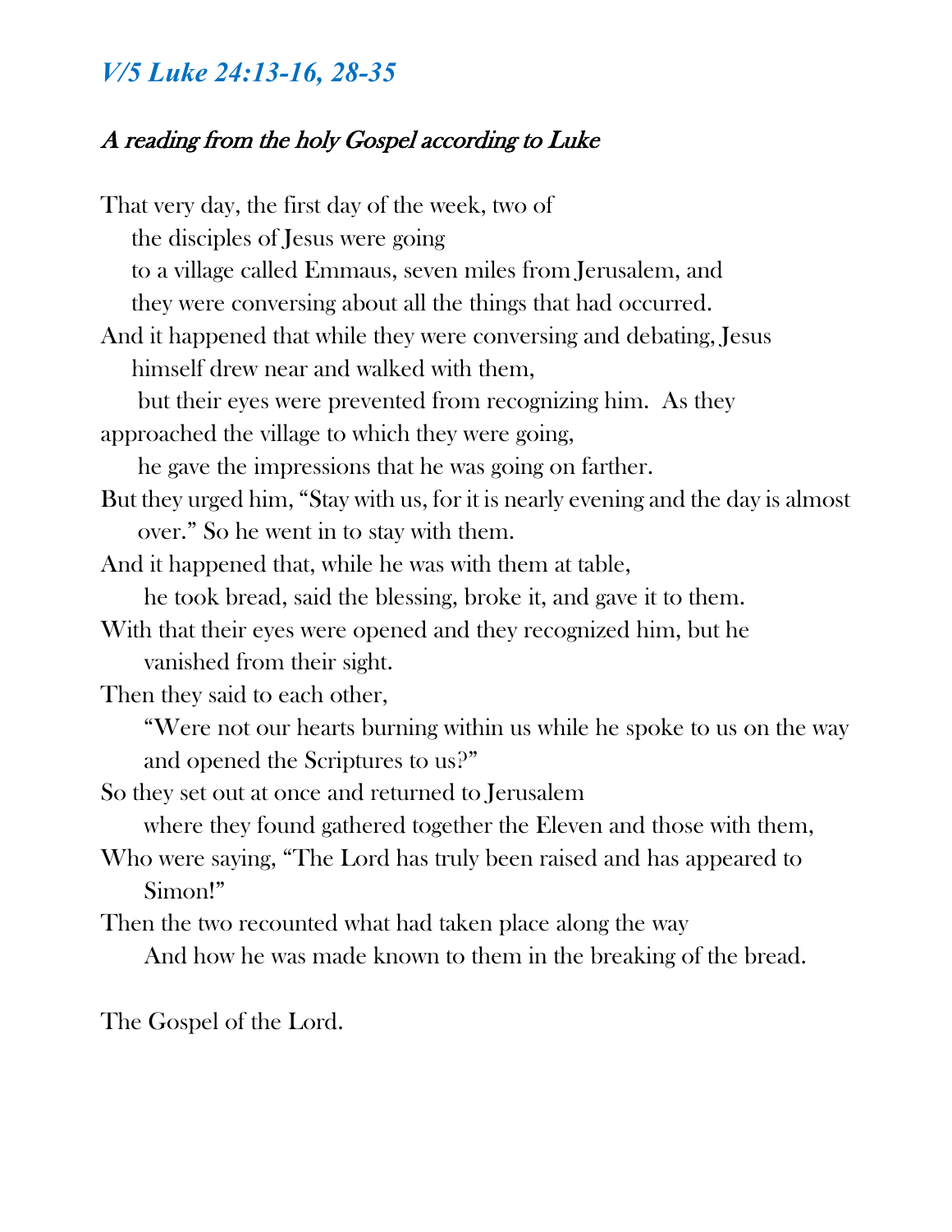## *V/5 Luke 24:13-16, 28-35*

### *A reading from the holy Gospel according to Luke*

That very day, the first day of the week, two of
the disciples of Jesus were going
to a village called Emmaus, seven miles from Jerusalem, and
they were conversing about all the things that had occurred.
And it happened that while they were conversing and debating, Jesus
himself drew near and walked with them,
but their eyes were prevented from recognizing him. As they
approached the village to which they were going,
he gave the impressions that he was going on farther.
But they urged him, “Stay with us, for it is nearly evening and the day is almost
over.” So he went in to stay with them.
And it happened that, while he was with them at table,
he took bread, said the blessing, broke it, and gave it to them.
With that their eyes were opened and they recognized him, but he
vanished from their sight.
Then they said to each other,
“Were not our hearts burning within us while he spoke to us on the way
and opened the Scriptures to us?”
So they set out at once and returned to Jerusalem
where they found gathered together the Eleven and those with them,
Who were saying, “The Lord has truly been raised and has appeared to
Simon!”
Then the two recounted what had taken place along the way
And how he was made known to them in the breaking of the bread.

The Gospel of the Lord.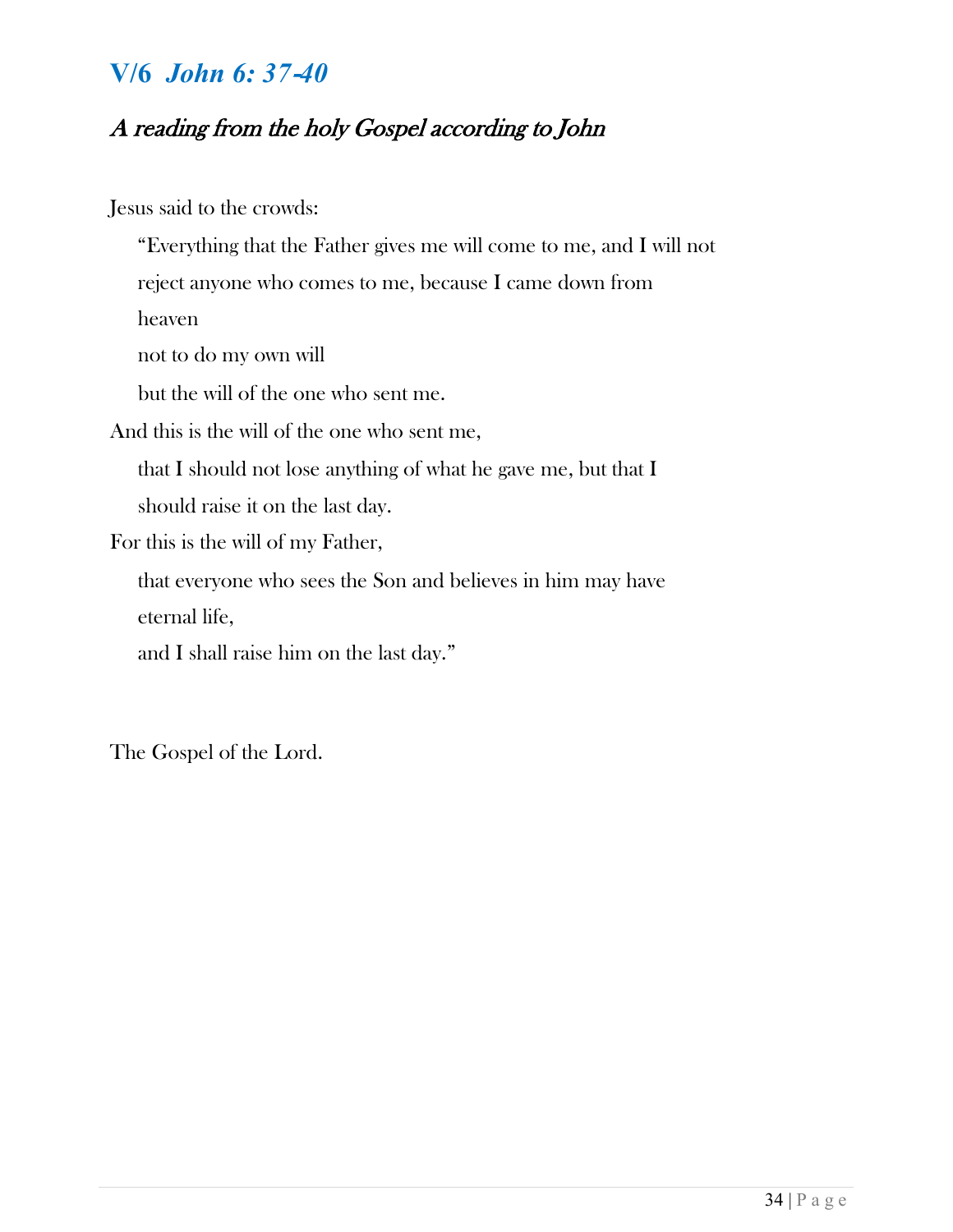## V/6 *John 6: 37-40*

### *A reading from the holy Gospel according to John*

Jesus said to the crowds:

“Everything that the Father gives me will come to me, and I will not reject anyone who comes to me, because I came down from heaven
not to do my own will
but the will of the one who sent me.

And this is the will of the one who sent me,
that I should not lose anything of what he gave me, but that I should raise it on the last day.

For this is the will of my Father,
that everyone who sees the Son and believes in him may have eternal life,
and I shall raise him on the last day.”

The Gospel of the Lord.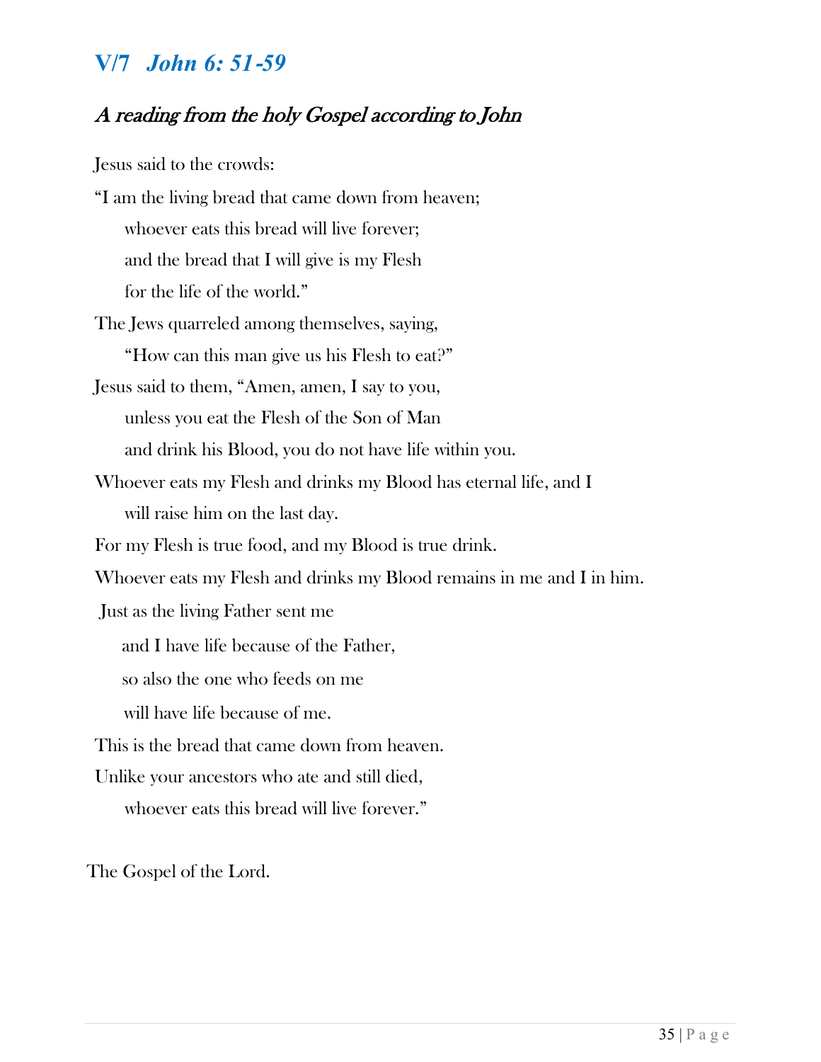## V/7 *John 6: 51-59*

### *A reading from the holy Gospel according to John*

Jesus said to the crowds:

"I am the living bread that came down from heaven;
whoever eats this bread will live forever;
and the bread that I will give is my Flesh
for the life of the world."

The Jews quarreled among themselves, saying,
"How can this man give us his Flesh to eat?"

Jesus said to them, "Amen, amen, I say to you,
unless you eat the Flesh of the Son of Man
and drink his Blood, you do not have life within you.

Whoever eats my Flesh and drinks my Blood has eternal life, and I
will raise him on the last day.

For my Flesh is true food, and my Blood is true drink.

Whoever eats my Flesh and drinks my Blood remains in me and I in him.

Just as the living Father sent me
and I have life because of the Father,
so also the one who feeds on me
will have life because of me.

This is the bread that came down from heaven.

Unlike your ancestors who ate and still died,
whoever eats this bread will live forever."

The Gospel of the Lord.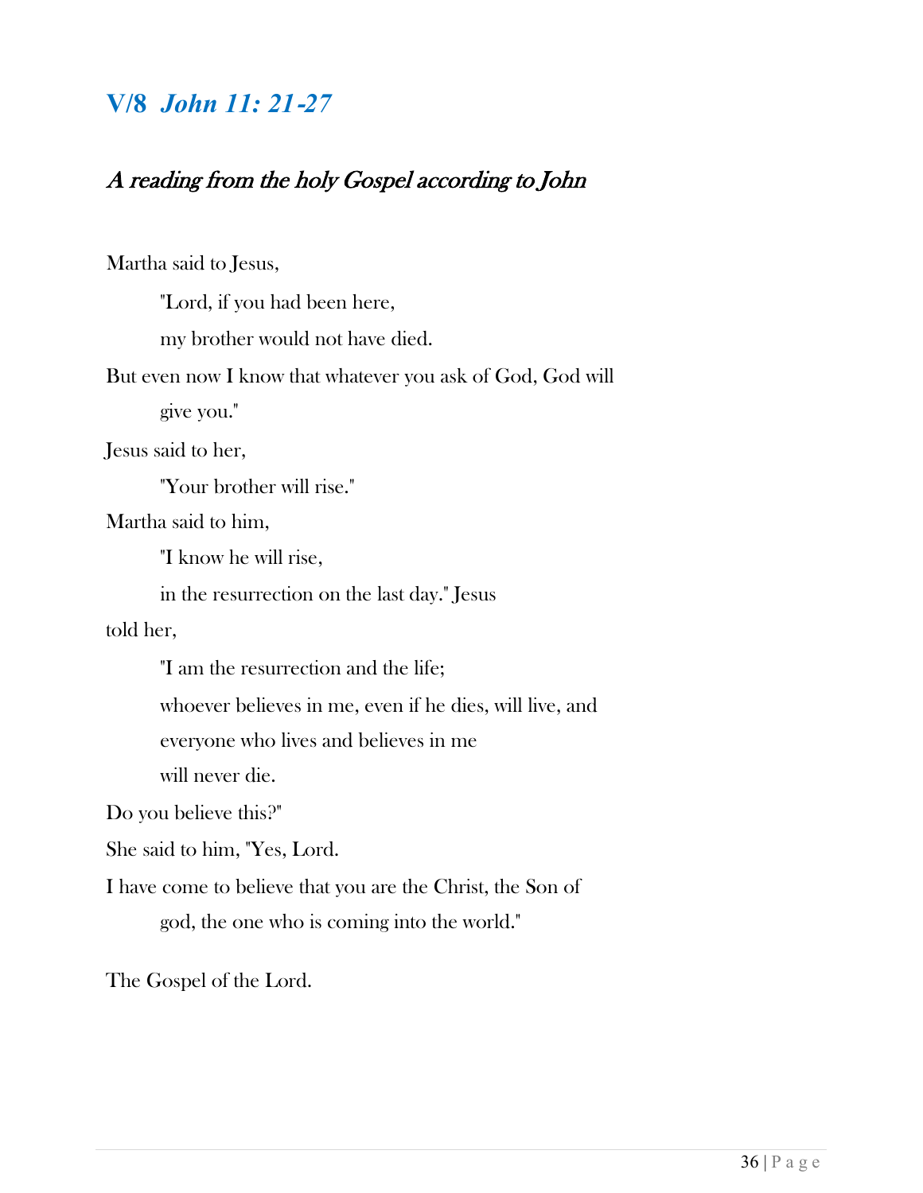## V/8 *John 11: 21-27*

### *A reading from the holy Gospel according to John*

Martha said to Jesus,

"Lord, if you had been here,

my brother would not have died.

But even now I know that whatever you ask of God, God will give you."

Jesus said to her,

"Your brother will rise."

Martha said to him,

"I know he will rise,

in the resurrection on the last day." Jesus told her,

"I am the resurrection and the life;

whoever believes in me, even if he dies, will live, and

everyone who lives and believes in me

will never die.

Do you believe this?"

She said to him, "Yes, Lord.

I have come to believe that you are the Christ, the Son of god, the one who is coming into the world."

The Gospel of the Lord.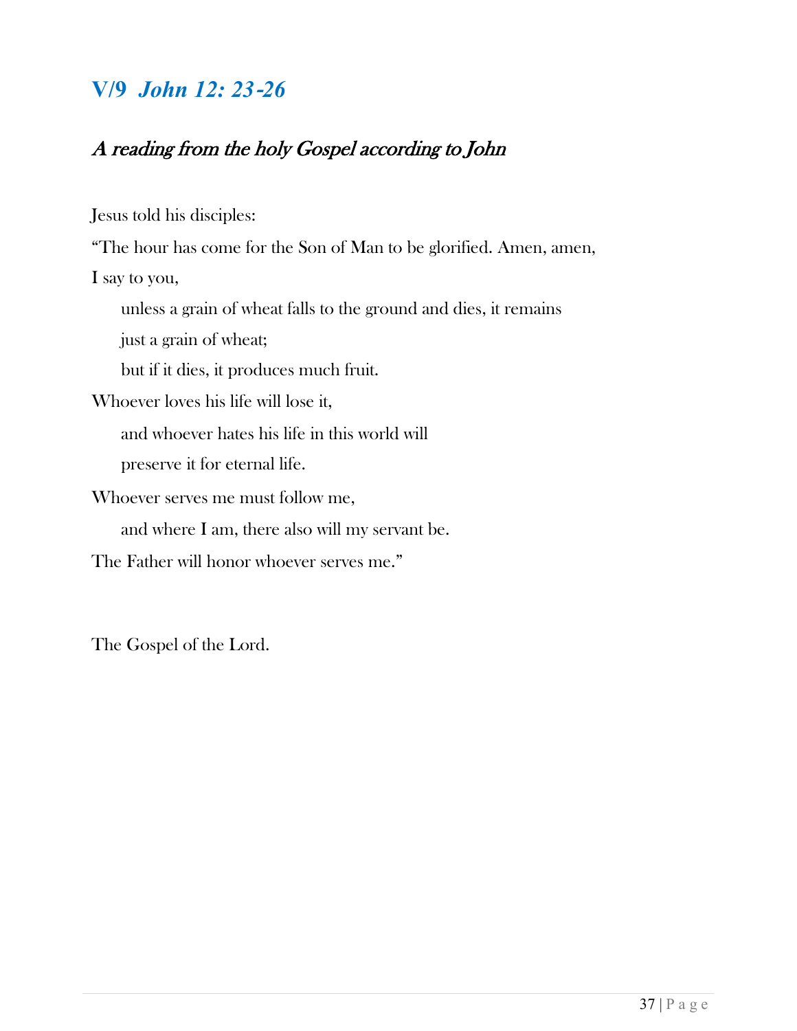## V/9 *John 12: 23-26*

### *A reading from the holy Gospel according to John*

Jesus told his disciples:

"The hour has come for the Son of Man to be glorified. Amen, amen,

I say to you,

unless a grain of wheat falls to the ground and dies, it remains

just a grain of wheat;

but if it dies, it produces much fruit.

Whoever loves his life will lose it,

and whoever hates his life in this world will

preserve it for eternal life.

Whoever serves me must follow me,

and where I am, there also will my servant be.

The Father will honor whoever serves me."

The Gospel of the Lord.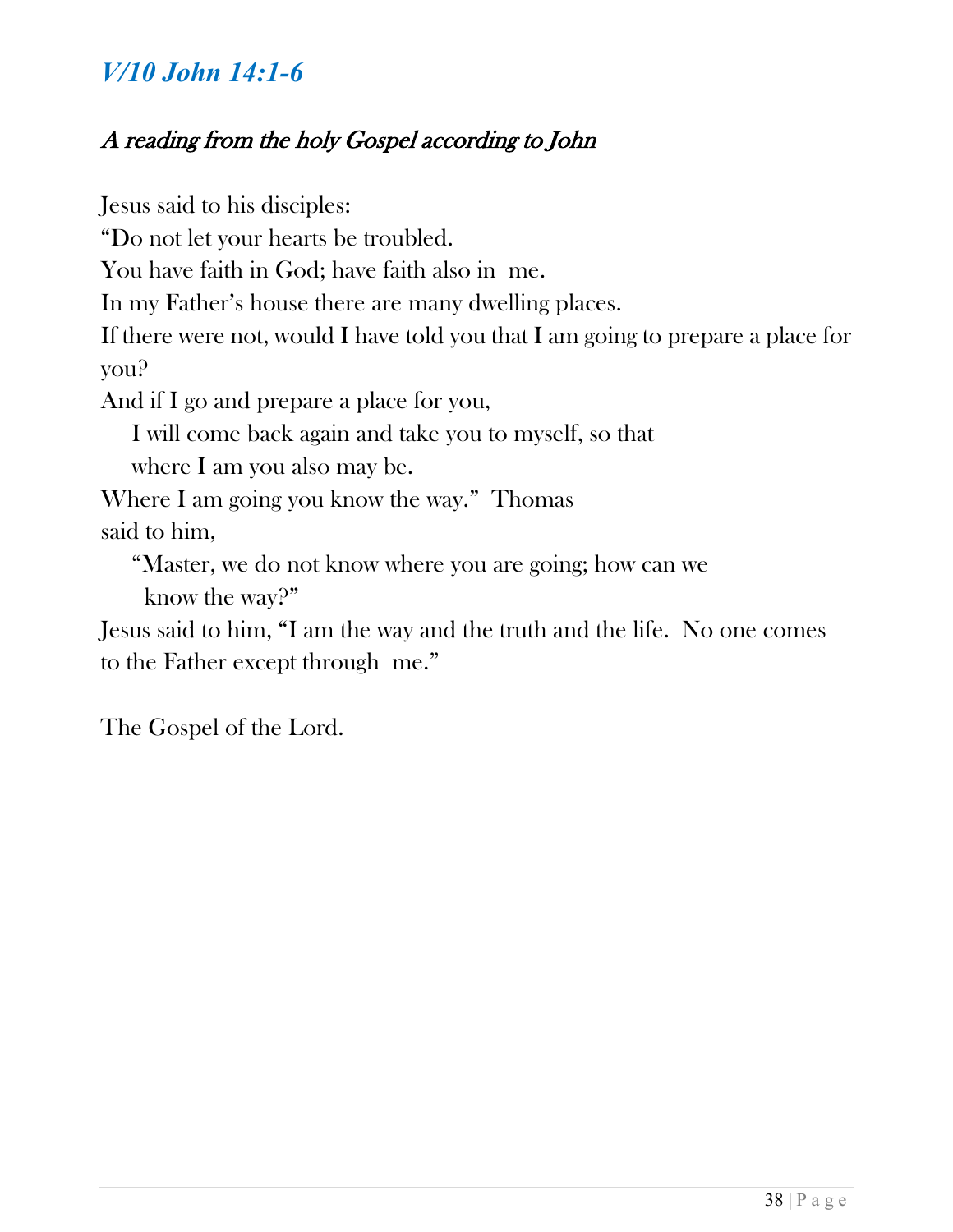## *V/10 John 14:1-6*

### *A reading from the holy Gospel according to John*

Jesus said to his disciples:
"Do not let your hearts be troubled.
You have faith in God; have faith also in me.
In my Father's house there are many dwelling places.
If there were not, would I have told you that I am going to prepare a place for you?
And if I go and prepare a place for you,
I will come back again and take you to myself, so that
where I am you also may be.
Where I am going you know the way." Thomas said to him,
"Master, we do not know where you are going; how can we know the way?"
Jesus said to him, "I am the way and the truth and the life. No one comes to the Father except through me."

The Gospel of the Lord.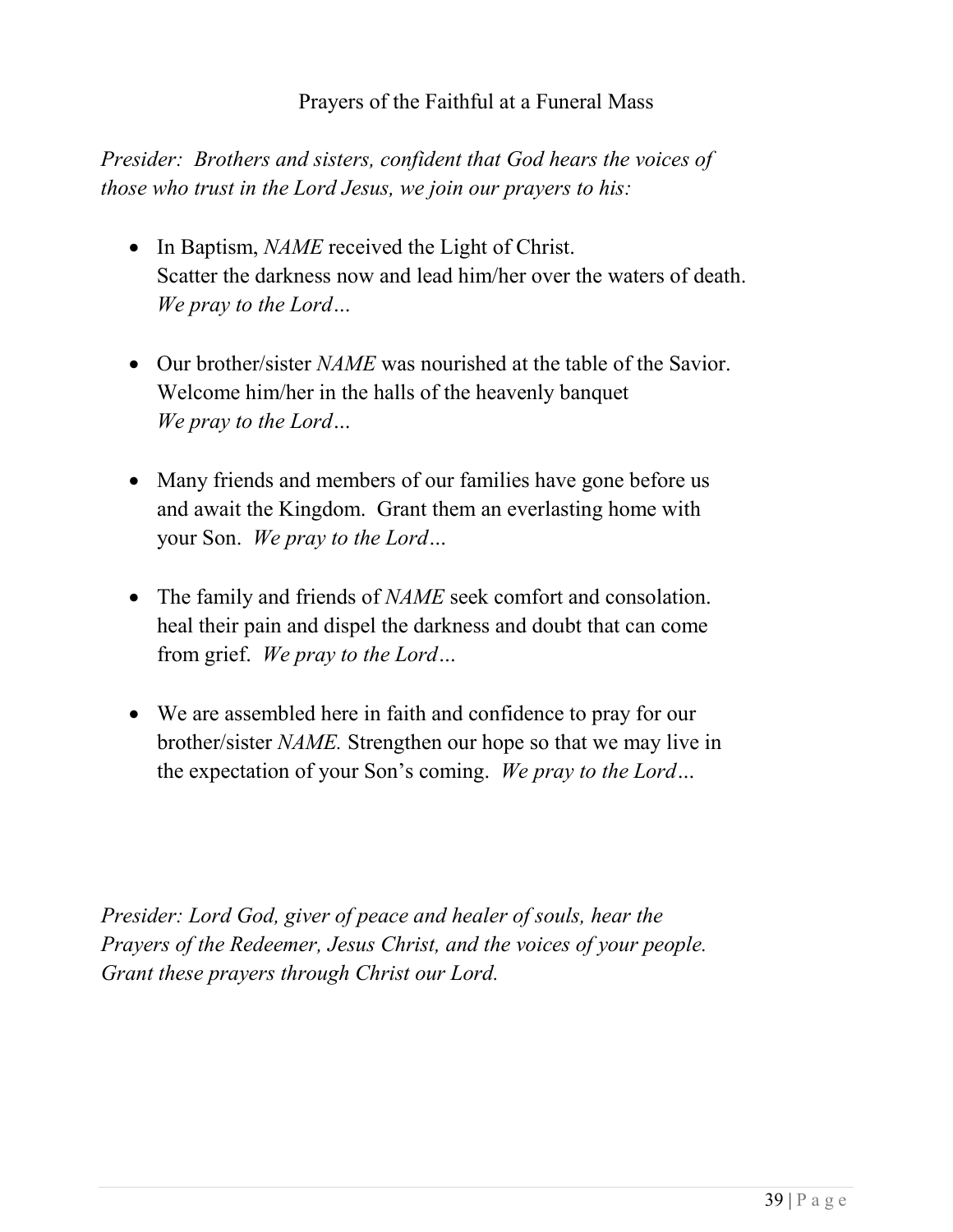## Prayers of the Faithful at a Funeral Mass

*Presider: Brothers and sisters, confident that God hears the voices of those who trust in the Lord Jesus, we join our prayers to his:*

- In Baptism, *NAME* received the Light of Christ.
  Scatter the darkness now and lead him/her over the waters of death.
  *We pray to the Lord…*

- Our brother/sister *NAME* was nourished at the table of the Savior.
  Welcome him/her in the halls of the heavenly banquet
  *We pray to the Lord…*

- Many friends and members of our families have gone before us and await the Kingdom. Grant them an everlasting home with your Son. *We pray to the Lord…*

- The family and friends of *NAME* seek comfort and consolation. heal their pain and dispel the darkness and doubt that can come from grief. *We pray to the Lord…*

- We are assembled here in faith and confidence to pray for our brother/sister *NAME.* Strengthen our hope so that we may live in the expectation of your Son's coming. *We pray to the Lord…*

*Presider: Lord God, giver of peace and healer of souls, hear the Prayers of the Redeemer, Jesus Christ, and the voices of your people. Grant these prayers through Christ our Lord.*